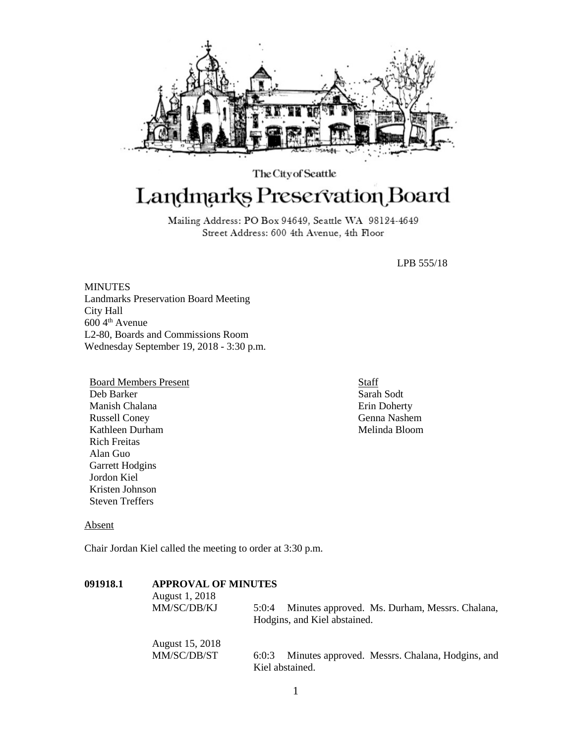The City of Seattle

# Landmarks Preservation Board

Mailing Address: PO Box 94649, Seattle WA 98124-4649
Street Address: 600 4th Avenue, 4th Floor

LPB 555/18

MINUTES
Landmarks Preservation Board Meeting
City Hall
600 4th Avenue
L2-80, Boards and Commissions Room
Wednesday September 19, 2018 - 3:30 p.m.

Board Members Present
Deb Barker
Manish Chalana
Russell Coney
Kathleen Durham
Rich Freitas
Alan Guo
Garrett Hodgins
Jordon Kiel
Kristen Johnson
Steven Treffers

Staff
Sarah Sodt
Erin Doherty
Genna Nashem
Melinda Bloom

Absent

Chair Jordan Kiel called the meeting to order at 3:30 p.m.

**091918.1 APPROVAL OF MINUTES**

August 1, 2018
MM/SC/DB/KJ 5:0:4 Minutes approved. Ms. Durham, Messrs. Chalana, Hodgins, and Kiel abstained.

August 15, 2018
MM/SC/DB/ST 6:0:3 Minutes approved. Messrs. Chalana, Hodgins, and Kiel abstained.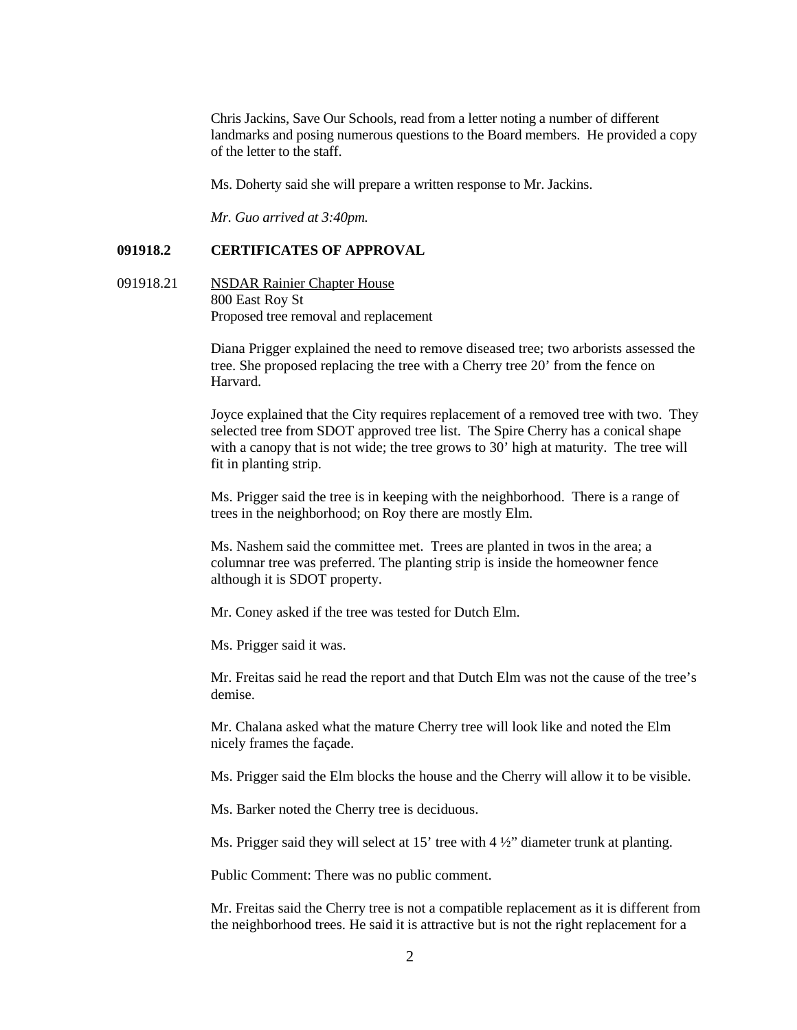Chris Jackins, Save Our Schools, read from a letter noting a number of different landmarks and posing numerous questions to the Board members. He provided a copy of the letter to the staff.

Ms. Doherty said she will prepare a written response to Mr. Jackins.

*Mr. Guo arrived at 3:40pm.*

**091918.2 CERTIFICATES OF APPROVAL**

091918.21 NSDAR Rainier Chapter House
800 East Roy St
Proposed tree removal and replacement

Diana Prigger explained the need to remove diseased tree; two arborists assessed the tree. She proposed replacing the tree with a Cherry tree 20' from the fence on Harvard.

Joyce explained that the City requires replacement of a removed tree with two. They selected tree from SDOT approved tree list. The Spire Cherry has a conical shape with a canopy that is not wide; the tree grows to 30' high at maturity. The tree will fit in planting strip.

Ms. Prigger said the tree is in keeping with the neighborhood. There is a range of trees in the neighborhood; on Roy there are mostly Elm.

Ms. Nashem said the committee met. Trees are planted in twos in the area; a columnar tree was preferred. The planting strip is inside the homeowner fence although it is SDOT property.

Mr. Coney asked if the tree was tested for Dutch Elm.

Ms. Prigger said it was.

Mr. Freitas said he read the report and that Dutch Elm was not the cause of the tree's demise.

Mr. Chalana asked what the mature Cherry tree will look like and noted the Elm nicely frames the façade.

Ms. Prigger said the Elm blocks the house and the Cherry will allow it to be visible.

Ms. Barker noted the Cherry tree is deciduous.

Ms. Prigger said they will select at 15' tree with 4 ½" diameter trunk at planting.

Public Comment: There was no public comment.

Mr. Freitas said the Cherry tree is not a compatible replacement as it is different from the neighborhood trees. He said it is attractive but is not the right replacement for a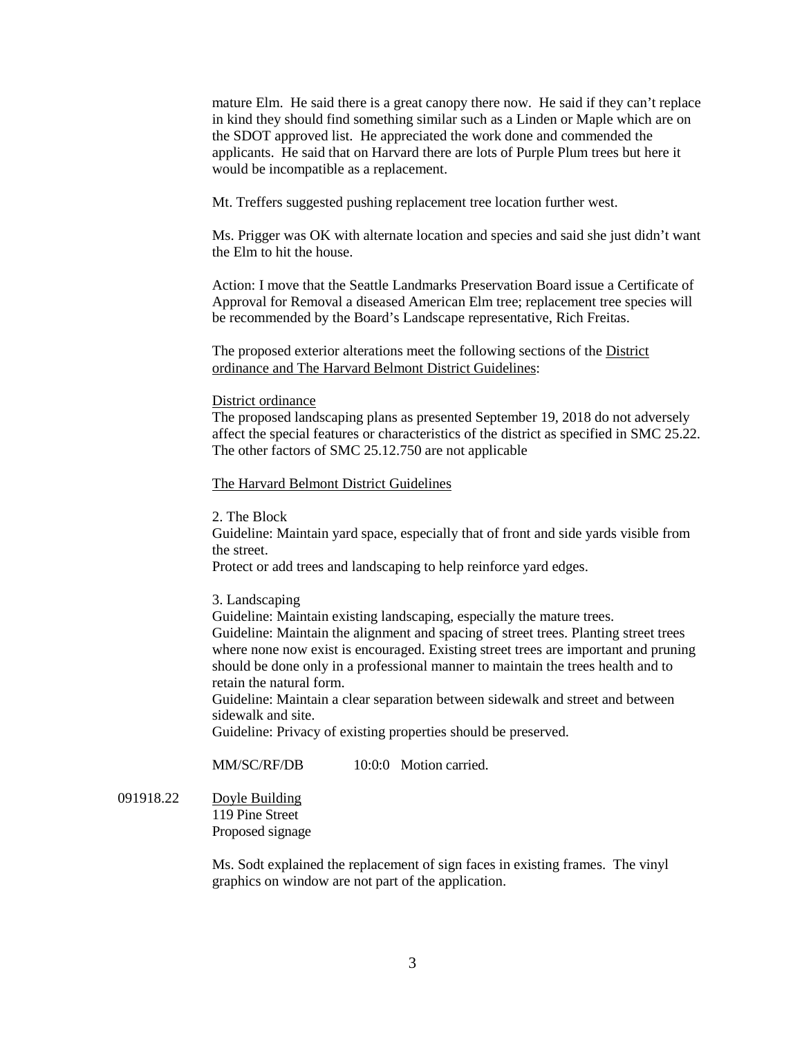mature Elm. He said there is a great canopy there now. He said if they can't replace in kind they should find something similar such as a Linden or Maple which are on the SDOT approved list. He appreciated the work done and commended the applicants. He said that on Harvard there are lots of Purple Plum trees but here it would be incompatible as a replacement.

Mt. Treffers suggested pushing replacement tree location further west.

Ms. Prigger was OK with alternate location and species and said she just didn't want the Elm to hit the house.

Action: I move that the Seattle Landmarks Preservation Board issue a Certificate of Approval for Removal a diseased American Elm tree; replacement tree species will be recommended by the Board's Landscape representative, Rich Freitas.

The proposed exterior alterations meet the following sections of the District ordinance and The Harvard Belmont District Guidelines:

District ordinance

The proposed landscaping plans as presented September 19, 2018 do not adversely affect the special features or characteristics of the district as specified in SMC 25.22. The other factors of SMC 25.12.750 are not applicable

The Harvard Belmont District Guidelines

2. The Block

Guideline: Maintain yard space, especially that of front and side yards visible from the street.

Protect or add trees and landscaping to help reinforce yard edges.

3. Landscaping

Guideline: Maintain existing landscaping, especially the mature trees.

Guideline: Maintain the alignment and spacing of street trees. Planting street trees where none now exist is encouraged. Existing street trees are important and pruning should be done only in a professional manner to maintain the trees health and to retain the natural form.

Guideline: Maintain a clear separation between sidewalk and street and between sidewalk and site.

Guideline: Privacy of existing properties should be preserved.

MM/SC/RF/DB 10:0:0 Motion carried.

091918.22 Doyle Building
119 Pine Street
Proposed signage

Ms. Sodt explained the replacement of sign faces in existing frames. The vinyl graphics on window are not part of the application.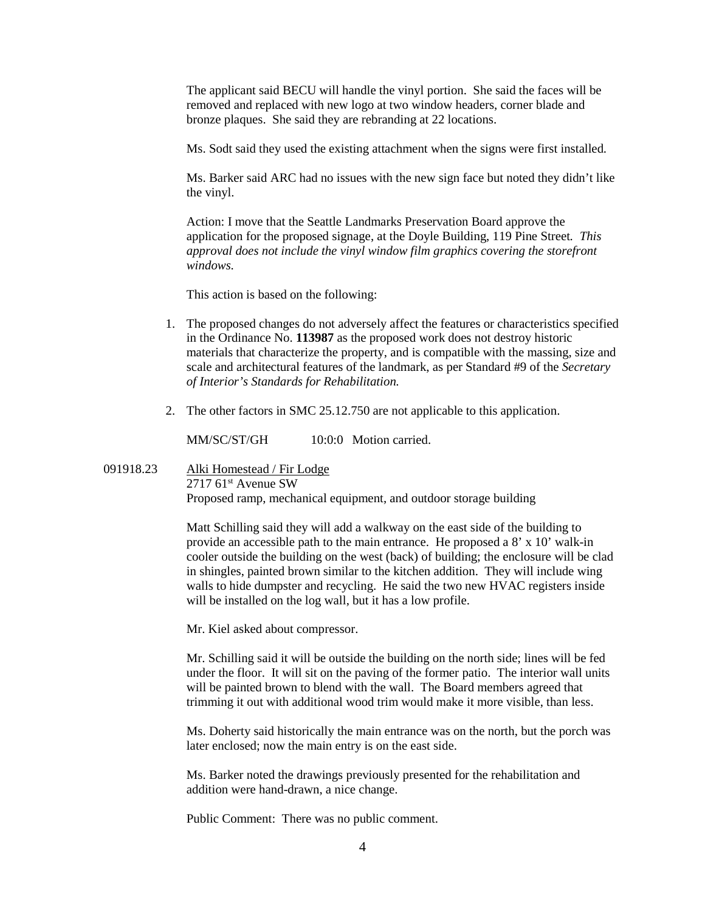The applicant said BECU will handle the vinyl portion. She said the faces will be removed and replaced with new logo at two window headers, corner blade and bronze plaques. She said they are rebranding at 22 locations.

Ms. Sodt said they used the existing attachment when the signs were first installed.

Ms. Barker said ARC had no issues with the new sign face but noted they didn't like the vinyl.

Action: I move that the Seattle Landmarks Preservation Board approve the application for the proposed signage, at the Doyle Building, 119 Pine Street. *This approval does not include the vinyl window film graphics covering the storefront windows.*

This action is based on the following:

1. The proposed changes do not adversely affect the features or characteristics specified in the Ordinance No. **113987** as the proposed work does not destroy historic materials that characterize the property, and is compatible with the massing, size and scale and architectural features of the landmark, as per Standard #9 of the *Secretary of Interior's Standards for Rehabilitation.*

2. The other factors in SMC 25.12.750 are not applicable to this application.

MM/SC/ST/GH 10:0:0 Motion carried.

091918.23 Alki Homestead / Fir Lodge
2717 61st Avenue SW
Proposed ramp, mechanical equipment, and outdoor storage building

Matt Schilling said they will add a walkway on the east side of the building to provide an accessible path to the main entrance. He proposed a 8' x 10' walk-in cooler outside the building on the west (back) of building; the enclosure will be clad in shingles, painted brown similar to the kitchen addition. They will include wing walls to hide dumpster and recycling. He said the two new HVAC registers inside will be installed on the log wall, but it has a low profile.

Mr. Kiel asked about compressor.

Mr. Schilling said it will be outside the building on the north side; lines will be fed under the floor. It will sit on the paving of the former patio. The interior wall units will be painted brown to blend with the wall. The Board members agreed that trimming it out with additional wood trim would make it more visible, than less.

Ms. Doherty said historically the main entrance was on the north, but the porch was later enclosed; now the main entry is on the east side.

Ms. Barker noted the drawings previously presented for the rehabilitation and addition were hand-drawn, a nice change.

Public Comment: There was no public comment.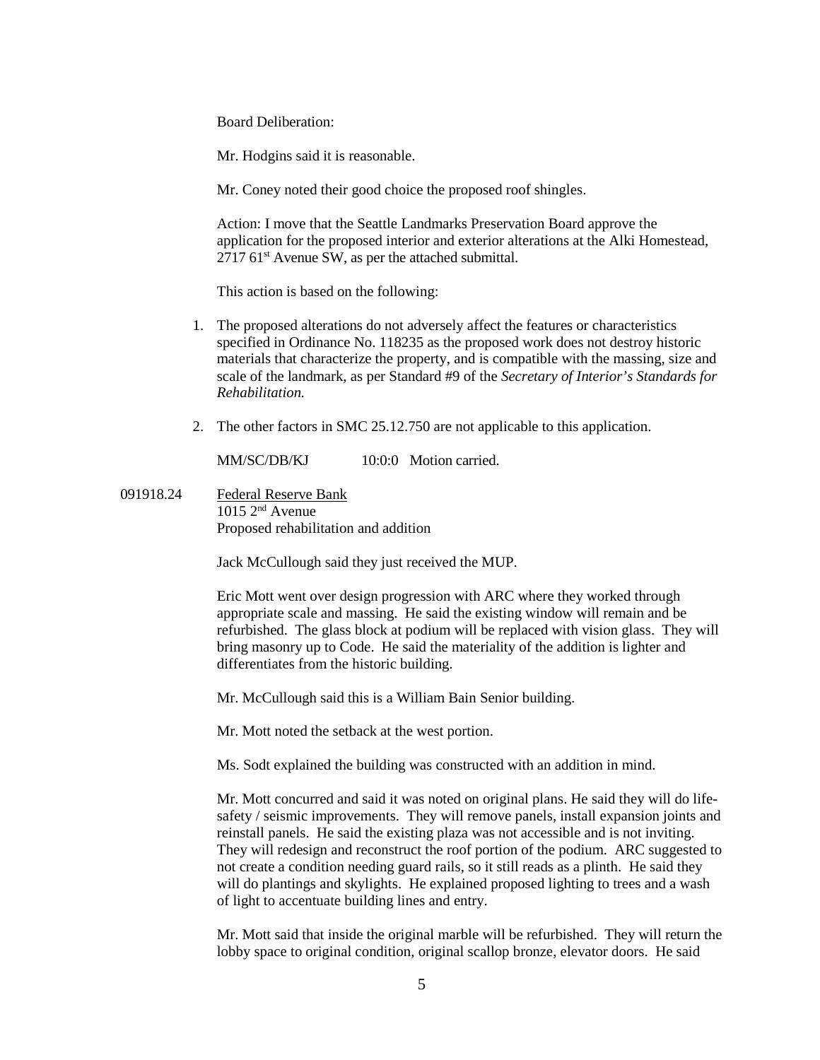Board Deliberation:

Mr. Hodgins said it is reasonable.

Mr. Coney noted their good choice the proposed roof shingles.

Action: I move that the Seattle Landmarks Preservation Board approve the application for the proposed interior and exterior alterations at the Alki Homestead, 2717 61st Avenue SW, as per the attached submittal.

This action is based on the following:

1. The proposed alterations do not adversely affect the features or characteristics specified in Ordinance No. 118235 as the proposed work does not destroy historic materials that characterize the property, and is compatible with the massing, size and scale of the landmark, as per Standard #9 of the *Secretary of Interior's Standards for Rehabilitation.*

2. The other factors in SMC 25.12.750 are not applicable to this application.

MM/SC/DB/KJ 10:0:0 Motion carried.

091918.24 Federal Reserve Bank
1015 2nd Avenue
Proposed rehabilitation and addition

Jack McCullough said they just received the MUP.

Eric Mott went over design progression with ARC where they worked through appropriate scale and massing. He said the existing window will remain and be refurbished. The glass block at podium will be replaced with vision glass. They will bring masonry up to Code. He said the materiality of the addition is lighter and differentiates from the historic building.

Mr. McCullough said this is a William Bain Senior building.

Mr. Mott noted the setback at the west portion.

Ms. Sodt explained the building was constructed with an addition in mind.

Mr. Mott concurred and said it was noted on original plans. He said they will do life-safety / seismic improvements. They will remove panels, install expansion joints and reinstall panels. He said the existing plaza was not accessible and is not inviting. They will redesign and reconstruct the roof portion of the podium. ARC suggested to not create a condition needing guard rails, so it still reads as a plinth. He said they will do plantings and skylights. He explained proposed lighting to trees and a wash of light to accentuate building lines and entry.

Mr. Mott said that inside the original marble will be refurbished. They will return the lobby space to original condition, original scallop bronze, elevator doors. He said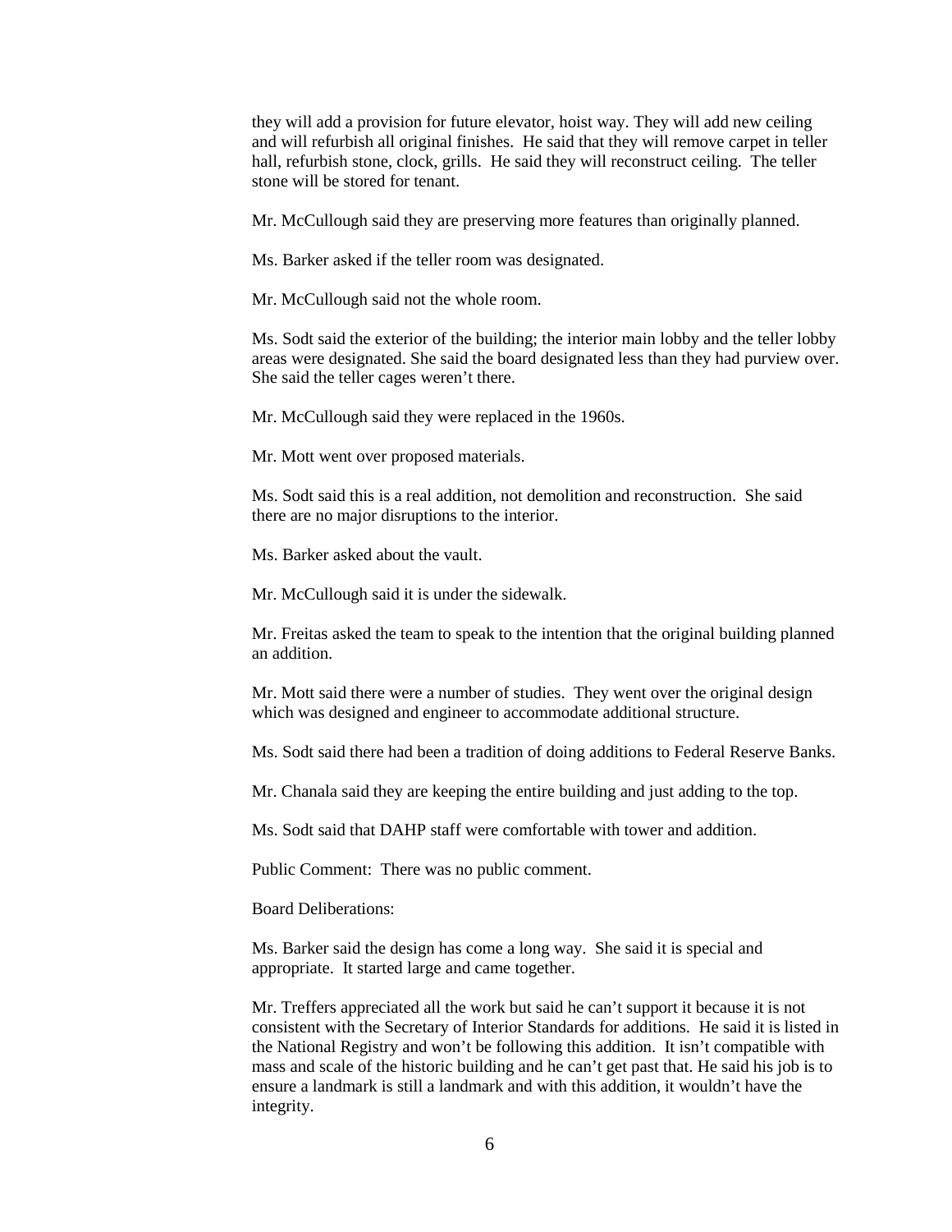they will add a provision for future elevator, hoist way. They will add new ceiling and will refurbish all original finishes. He said that they will remove carpet in teller hall, refurbish stone, clock, grills. He said they will reconstruct ceiling. The teller stone will be stored for tenant.

Mr. McCullough said they are preserving more features than originally planned.

Ms. Barker asked if the teller room was designated.

Mr. McCullough said not the whole room.

Ms. Sodt said the exterior of the building; the interior main lobby and the teller lobby areas were designated. She said the board designated less than they had purview over. She said the teller cages weren't there.

Mr. McCullough said they were replaced in the 1960s.

Mr. Mott went over proposed materials.

Ms. Sodt said this is a real addition, not demolition and reconstruction. She said there are no major disruptions to the interior.

Ms. Barker asked about the vault.

Mr. McCullough said it is under the sidewalk.

Mr. Freitas asked the team to speak to the intention that the original building planned an addition.

Mr. Mott said there were a number of studies. They went over the original design which was designed and engineer to accommodate additional structure.

Ms. Sodt said there had been a tradition of doing additions to Federal Reserve Banks.

Mr. Chanala said they are keeping the entire building and just adding to the top.

Ms. Sodt said that DAHP staff were comfortable with tower and addition.

Public Comment: There was no public comment.

Board Deliberations:

Ms. Barker said the design has come a long way. She said it is special and appropriate. It started large and came together.

Mr. Treffers appreciated all the work but said he can't support it because it is not consistent with the Secretary of Interior Standards for additions. He said it is listed in the National Registry and won't be following this addition. It isn't compatible with mass and scale of the historic building and he can't get past that. He said his job is to ensure a landmark is still a landmark and with this addition, it wouldn't have the integrity.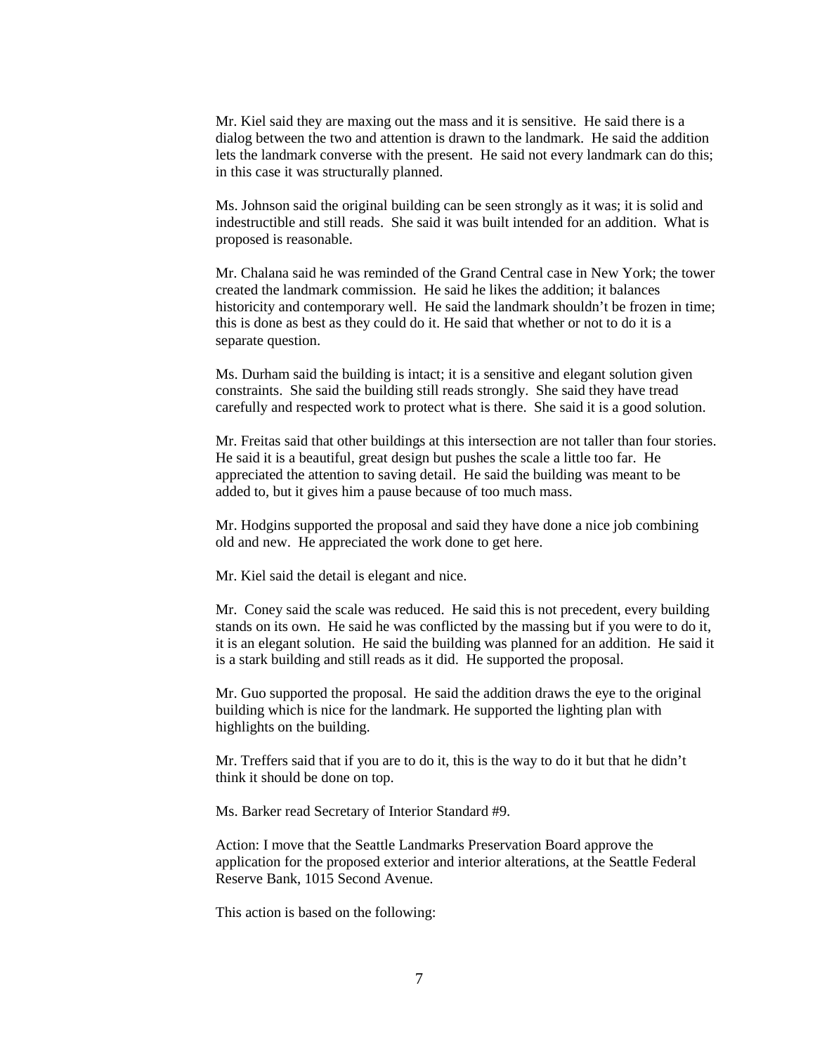Mr. Kiel said they are maxing out the mass and it is sensitive. He said there is a dialog between the two and attention is drawn to the landmark. He said the addition lets the landmark converse with the present. He said not every landmark can do this; in this case it was structurally planned.

Ms. Johnson said the original building can be seen strongly as it was; it is solid and indestructible and still reads. She said it was built intended for an addition. What is proposed is reasonable.

Mr. Chalana said he was reminded of the Grand Central case in New York; the tower created the landmark commission. He said he likes the addition; it balances historicity and contemporary well. He said the landmark shouldn't be frozen in time; this is done as best as they could do it. He said that whether or not to do it is a separate question.

Ms. Durham said the building is intact; it is a sensitive and elegant solution given constraints. She said the building still reads strongly. She said they have tread carefully and respected work to protect what is there. She said it is a good solution.

Mr. Freitas said that other buildings at this intersection are not taller than four stories. He said it is a beautiful, great design but pushes the scale a little too far. He appreciated the attention to saving detail. He said the building was meant to be added to, but it gives him a pause because of too much mass.

Mr. Hodgins supported the proposal and said they have done a nice job combining old and new. He appreciated the work done to get here.

Mr. Kiel said the detail is elegant and nice.

Mr. Coney said the scale was reduced. He said this is not precedent, every building stands on its own. He said he was conflicted by the massing but if you were to do it, it is an elegant solution. He said the building was planned for an addition. He said it is a stark building and still reads as it did. He supported the proposal.

Mr. Guo supported the proposal. He said the addition draws the eye to the original building which is nice for the landmark. He supported the lighting plan with highlights on the building.

Mr. Treffers said that if you are to do it, this is the way to do it but that he didn't think it should be done on top.

Ms. Barker read Secretary of Interior Standard #9.

Action: I move that the Seattle Landmarks Preservation Board approve the application for the proposed exterior and interior alterations, at the Seattle Federal Reserve Bank, 1015 Second Avenue.

This action is based on the following: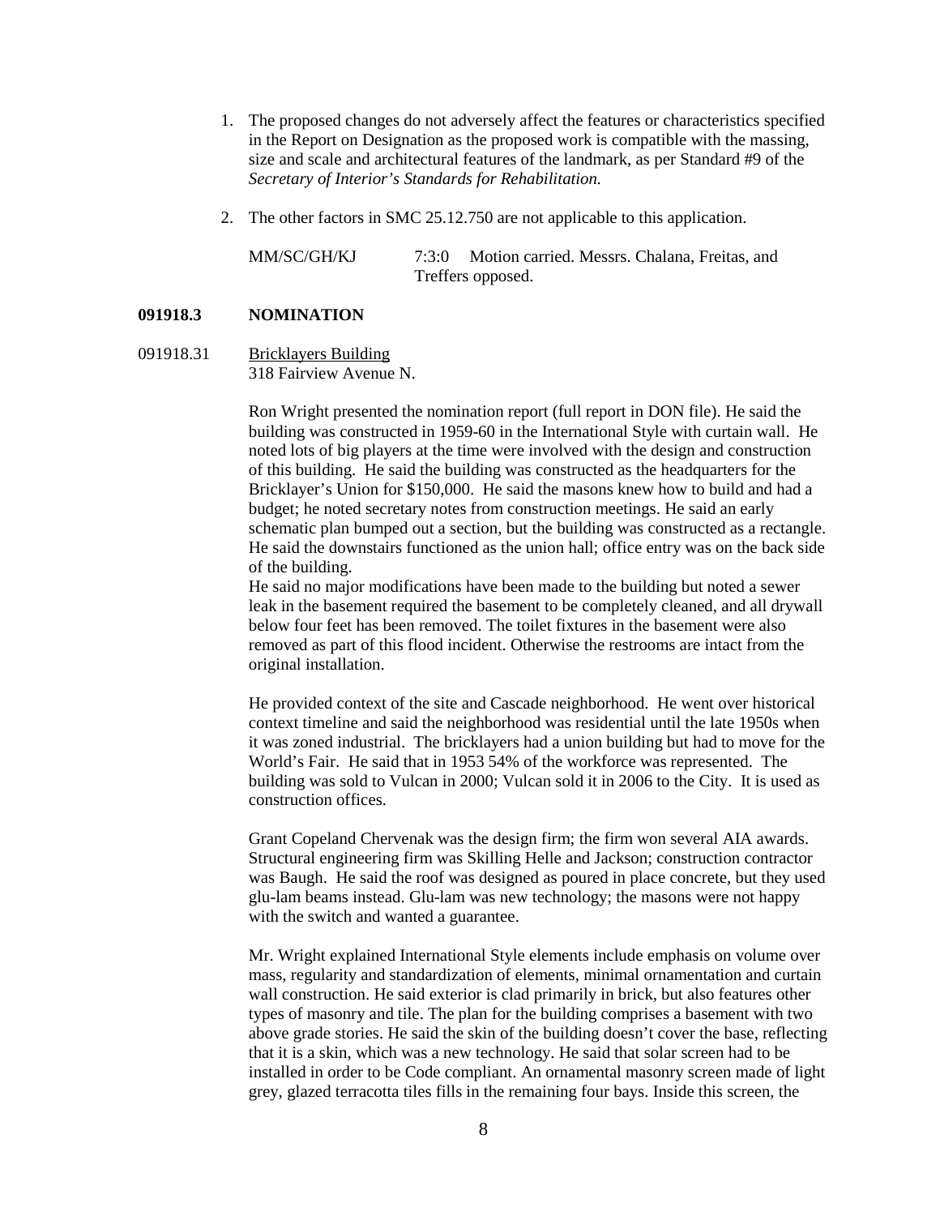1. The proposed changes do not adversely affect the features or characteristics specified in the Report on Designation as the proposed work is compatible with the massing, size and scale and architectural features of the landmark, as per Standard #9 of the *Secretary of Interior's Standards for Rehabilitation.*

2. The other factors in SMC 25.12.750 are not applicable to this application.

MM/SC/GH/KJ 7:3:0 Motion carried. Messrs. Chalana, Freitas, and Treffers opposed.

**091918.3 NOMINATION**

091918.31 Bricklayers Building
318 Fairview Avenue N.

Ron Wright presented the nomination report (full report in DON file). He said the building was constructed in 1959-60 in the International Style with curtain wall. He noted lots of big players at the time were involved with the design and construction of this building. He said the building was constructed as the headquarters for the Bricklayer's Union for $150,000. He said the masons knew how to build and had a budget; he noted secretary notes from construction meetings. He said an early schematic plan bumped out a section, but the building was constructed as a rectangle. He said the downstairs functioned as the union hall; office entry was on the back side of the building.
He said no major modifications have been made to the building but noted a sewer leak in the basement required the basement to be completely cleaned, and all drywall below four feet has been removed. The toilet fixtures in the basement were also removed as part of this flood incident. Otherwise the restrooms are intact from the original installation.

He provided context of the site and Cascade neighborhood. He went over historical context timeline and said the neighborhood was residential until the late 1950s when it was zoned industrial. The bricklayers had a union building but had to move for the World's Fair. He said that in 1953 54% of the workforce was represented. The building was sold to Vulcan in 2000; Vulcan sold it in 2006 to the City. It is used as construction offices.

Grant Copeland Chervenak was the design firm; the firm won several AIA awards. Structural engineering firm was Skilling Helle and Jackson; construction contractor was Baugh. He said the roof was designed as poured in place concrete, but they used glu-lam beams instead. Glu-lam was new technology; the masons were not happy with the switch and wanted a guarantee.

Mr. Wright explained International Style elements include emphasis on volume over mass, regularity and standardization of elements, minimal ornamentation and curtain wall construction. He said exterior is clad primarily in brick, but also features other types of masonry and tile. The plan for the building comprises a basement with two above grade stories. He said the skin of the building doesn't cover the base, reflecting that it is a skin, which was a new technology. He said that solar screen had to be installed in order to be Code compliant. An ornamental masonry screen made of light grey, glazed terracotta tiles fills in the remaining four bays. Inside this screen, the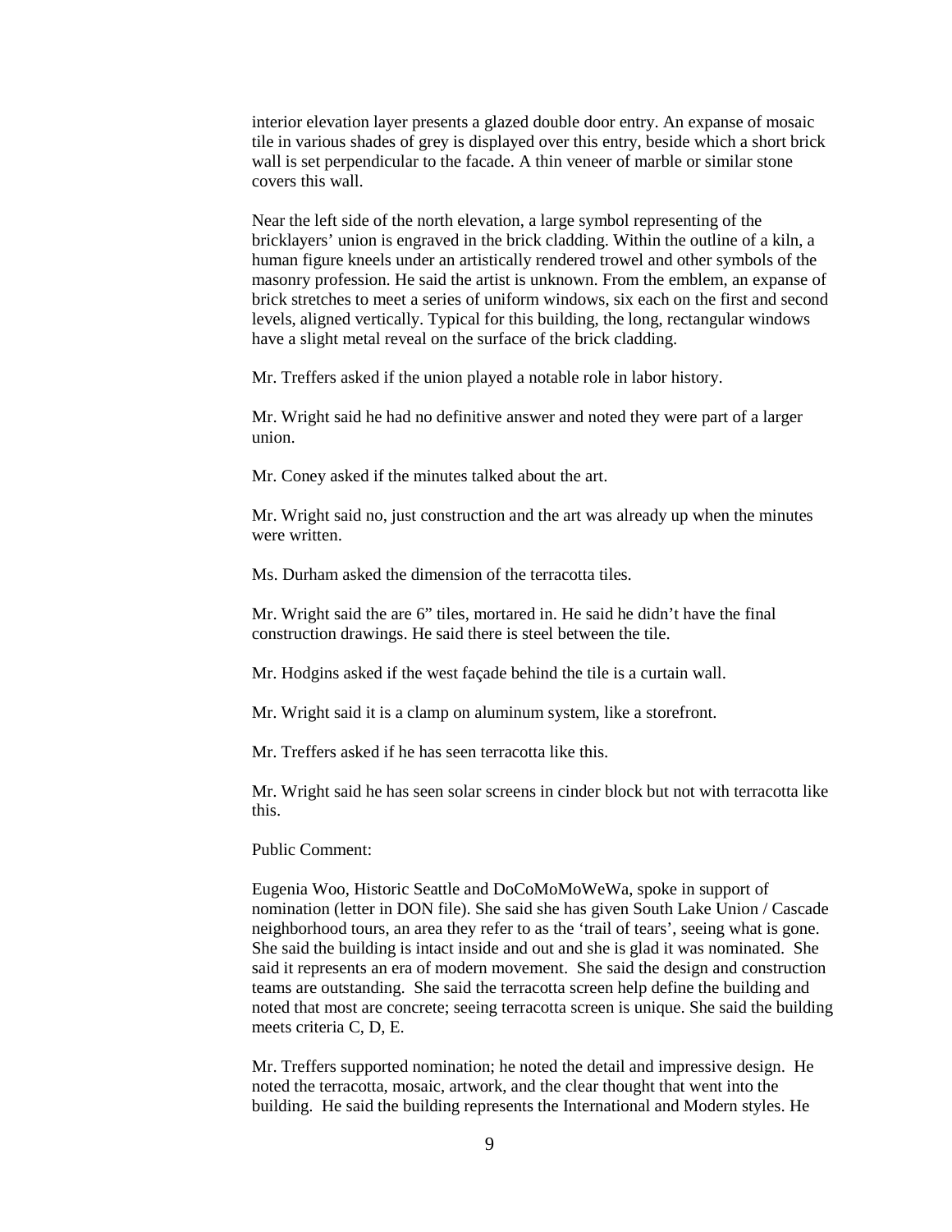interior elevation layer presents a glazed double door entry. An expanse of mosaic tile in various shades of grey is displayed over this entry, beside which a short brick wall is set perpendicular to the facade. A thin veneer of marble or similar stone covers this wall.

Near the left side of the north elevation, a large symbol representing of the bricklayers' union is engraved in the brick cladding. Within the outline of a kiln, a human figure kneels under an artistically rendered trowel and other symbols of the masonry profession. He said the artist is unknown. From the emblem, an expanse of brick stretches to meet a series of uniform windows, six each on the first and second levels, aligned vertically. Typical for this building, the long, rectangular windows have a slight metal reveal on the surface of the brick cladding.

Mr. Treffers asked if the union played a notable role in labor history.

Mr. Wright said he had no definitive answer and noted they were part of a larger union.

Mr. Coney asked if the minutes talked about the art.

Mr. Wright said no, just construction and the art was already up when the minutes were written.

Ms. Durham asked the dimension of the terracotta tiles.

Mr. Wright said the are 6" tiles, mortared in. He said he didn't have the final construction drawings. He said there is steel between the tile.

Mr. Hodgins asked if the west façade behind the tile is a curtain wall.

Mr. Wright said it is a clamp on aluminum system, like a storefront.

Mr. Treffers asked if he has seen terracotta like this.

Mr. Wright said he has seen solar screens in cinder block but not with terracotta like this.

Public Comment:

Eugenia Woo, Historic Seattle and DoCoMoMoWeWa, spoke in support of nomination (letter in DON file). She said she has given South Lake Union / Cascade neighborhood tours, an area they refer to as the 'trail of tears', seeing what is gone. She said the building is intact inside and out and she is glad it was nominated. She said it represents an era of modern movement. She said the design and construction teams are outstanding. She said the terracotta screen help define the building and noted that most are concrete; seeing terracotta screen is unique. She said the building meets criteria C, D, E.

Mr. Treffers supported nomination; he noted the detail and impressive design. He noted the terracotta, mosaic, artwork, and the clear thought that went into the building. He said the building represents the International and Modern styles. He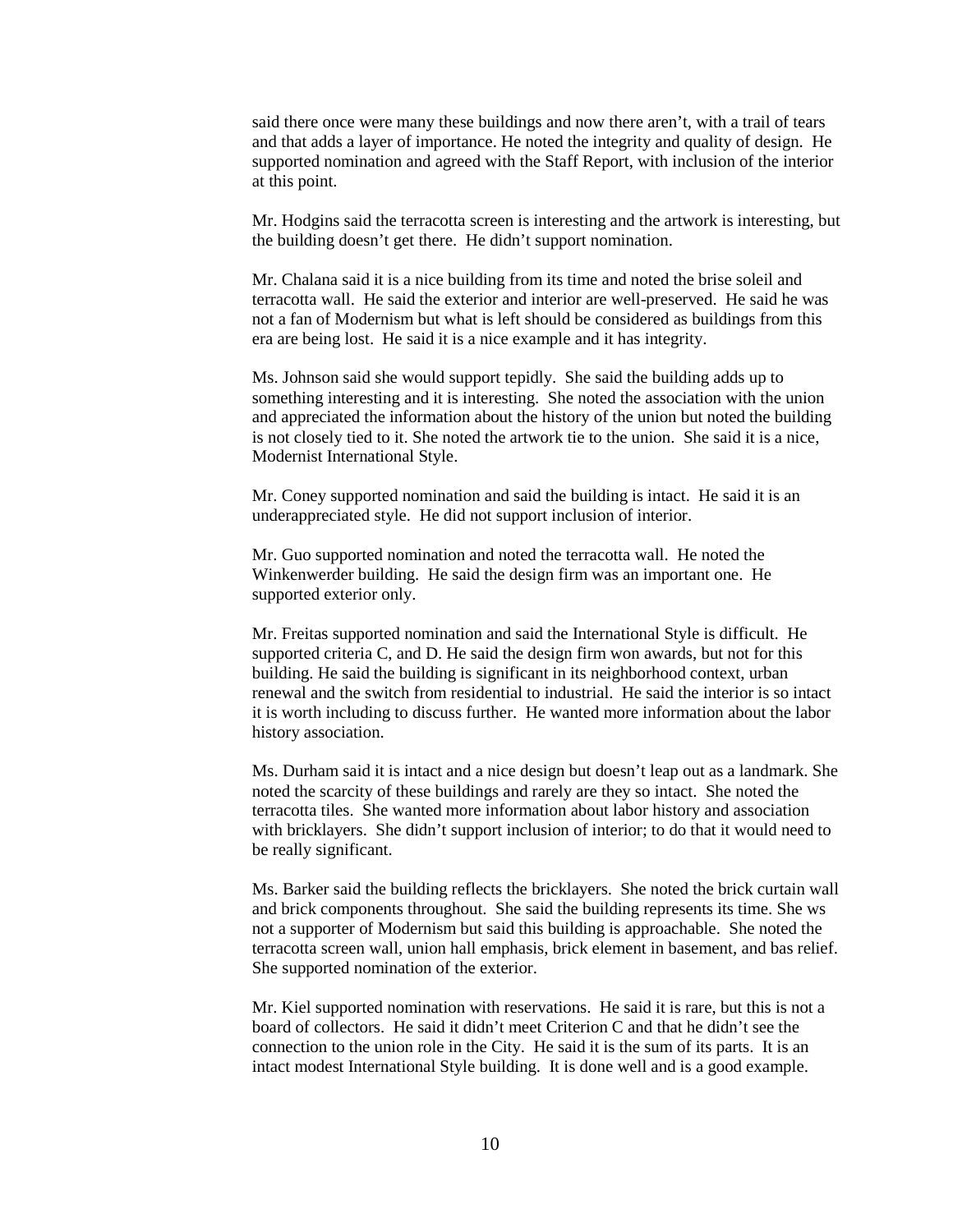said there once were many these buildings and now there aren't, with a trail of tears and that adds a layer of importance. He noted the integrity and quality of design. He supported nomination and agreed with the Staff Report, with inclusion of the interior at this point.

Mr. Hodgins said the terracotta screen is interesting and the artwork is interesting, but the building doesn't get there. He didn't support nomination.

Mr. Chalana said it is a nice building from its time and noted the brise soleil and terracotta wall. He said the exterior and interior are well-preserved. He said he was not a fan of Modernism but what is left should be considered as buildings from this era are being lost. He said it is a nice example and it has integrity.

Ms. Johnson said she would support tepidly. She said the building adds up to something interesting and it is interesting. She noted the association with the union and appreciated the information about the history of the union but noted the building is not closely tied to it. She noted the artwork tie to the union. She said it is a nice, Modernist International Style.

Mr. Coney supported nomination and said the building is intact. He said it is an underappreciated style. He did not support inclusion of interior.

Mr. Guo supported nomination and noted the terracotta wall. He noted the Winkenwerder building. He said the design firm was an important one. He supported exterior only.

Mr. Freitas supported nomination and said the International Style is difficult. He supported criteria C, and D. He said the design firm won awards, but not for this building. He said the building is significant in its neighborhood context, urban renewal and the switch from residential to industrial. He said the interior is so intact it is worth including to discuss further. He wanted more information about the labor history association.

Ms. Durham said it is intact and a nice design but doesn't leap out as a landmark. She noted the scarcity of these buildings and rarely are they so intact. She noted the terracotta tiles. She wanted more information about labor history and association with bricklayers. She didn't support inclusion of interior; to do that it would need to be really significant.

Ms. Barker said the building reflects the bricklayers. She noted the brick curtain wall and brick components throughout. She said the building represents its time. She ws not a supporter of Modernism but said this building is approachable. She noted the terracotta screen wall, union hall emphasis, brick element in basement, and bas relief. She supported nomination of the exterior.

Mr. Kiel supported nomination with reservations. He said it is rare, but this is not a board of collectors. He said it didn't meet Criterion C and that he didn't see the connection to the union role in the City. He said it is the sum of its parts. It is an intact modest International Style building. It is done well and is a good example.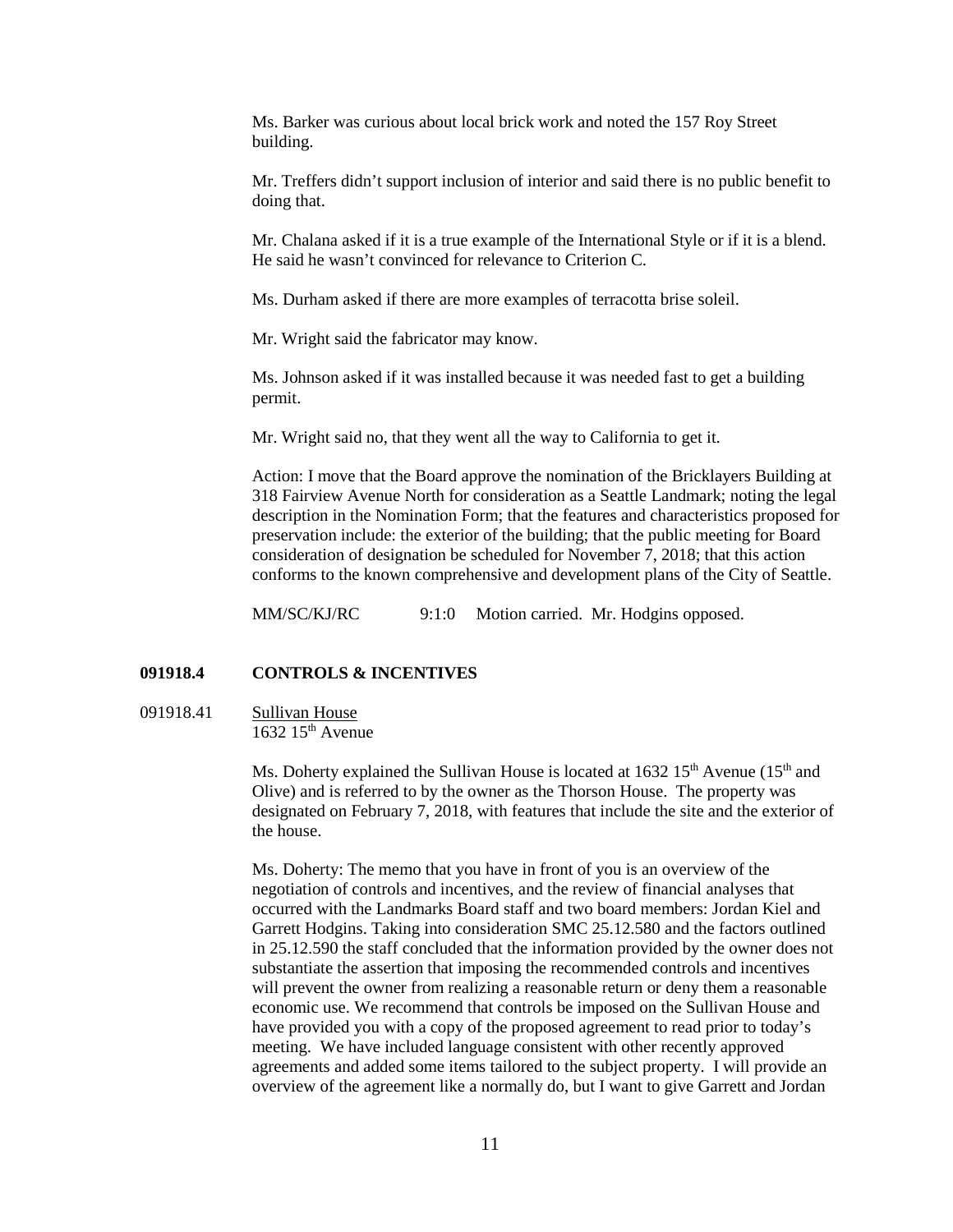Ms. Barker was curious about local brick work and noted the 157 Roy Street building.

Mr. Treffers didn't support inclusion of interior and said there is no public benefit to doing that.

Mr. Chalana asked if it is a true example of the International Style or if it is a blend. He said he wasn't convinced for relevance to Criterion C.

Ms. Durham asked if there are more examples of terracotta brise soleil.

Mr. Wright said the fabricator may know.

Ms. Johnson asked if it was installed because it was needed fast to get a building permit.

Mr. Wright said no, that they went all the way to California to get it.

Action: I move that the Board approve the nomination of the Bricklayers Building at 318 Fairview Avenue North for consideration as a Seattle Landmark; noting the legal description in the Nomination Form; that the features and characteristics proposed for preservation include: the exterior of the building; that the public meeting for Board consideration of designation be scheduled for November 7, 2018; that this action conforms to the known comprehensive and development plans of the City of Seattle.

MM/SC/KJ/RC 9:1:0 Motion carried. Mr. Hodgins opposed.

## 091918.4 CONTROLS & INCENTIVES

091918.41 Sullivan House
1632 15th Avenue

Ms. Doherty explained the Sullivan House is located at 1632 15th Avenue (15th and Olive) and is referred to by the owner as the Thorson House. The property was designated on February 7, 2018, with features that include the site and the exterior of the house.

Ms. Doherty: The memo that you have in front of you is an overview of the negotiation of controls and incentives, and the review of financial analyses that occurred with the Landmarks Board staff and two board members: Jordan Kiel and Garrett Hodgins. Taking into consideration SMC 25.12.580 and the factors outlined in 25.12.590 the staff concluded that the information provided by the owner does not substantiate the assertion that imposing the recommended controls and incentives will prevent the owner from realizing a reasonable return or deny them a reasonable economic use. We recommend that controls be imposed on the Sullivan House and have provided you with a copy of the proposed agreement to read prior to today's meeting. We have included language consistent with other recently approved agreements and added some items tailored to the subject property. I will provide an overview of the agreement like a normally do, but I want to give Garrett and Jordan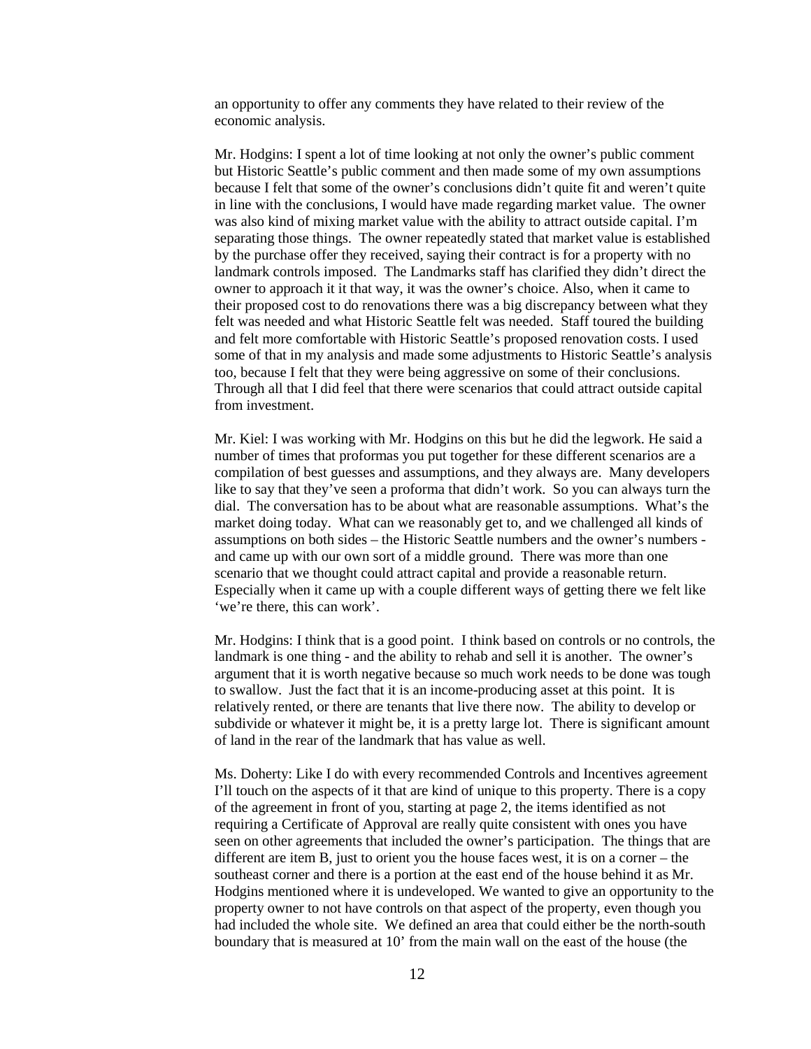an opportunity to offer any comments they have related to their review of the economic analysis.

Mr. Hodgins: I spent a lot of time looking at not only the owner's public comment but Historic Seattle's public comment and then made some of my own assumptions because I felt that some of the owner's conclusions didn't quite fit and weren't quite in line with the conclusions, I would have made regarding market value. The owner was also kind of mixing market value with the ability to attract outside capital. I'm separating those things. The owner repeatedly stated that market value is established by the purchase offer they received, saying their contract is for a property with no landmark controls imposed. The Landmarks staff has clarified they didn't direct the owner to approach it it that way, it was the owner's choice. Also, when it came to their proposed cost to do renovations there was a big discrepancy between what they felt was needed and what Historic Seattle felt was needed. Staff toured the building and felt more comfortable with Historic Seattle's proposed renovation costs. I used some of that in my analysis and made some adjustments to Historic Seattle's analysis too, because I felt that they were being aggressive on some of their conclusions. Through all that I did feel that there were scenarios that could attract outside capital from investment.

Mr. Kiel: I was working with Mr. Hodgins on this but he did the legwork. He said a number of times that proformas you put together for these different scenarios are a compilation of best guesses and assumptions, and they always are. Many developers like to say that they've seen a proforma that didn't work. So you can always turn the dial. The conversation has to be about what are reasonable assumptions. What's the market doing today. What can we reasonably get to, and we challenged all kinds of assumptions on both sides – the Historic Seattle numbers and the owner's numbers - and came up with our own sort of a middle ground. There was more than one scenario that we thought could attract capital and provide a reasonable return. Especially when it came up with a couple different ways of getting there we felt like 'we're there, this can work'.

Mr. Hodgins: I think that is a good point. I think based on controls or no controls, the landmark is one thing - and the ability to rehab and sell it is another. The owner's argument that it is worth negative because so much work needs to be done was tough to swallow. Just the fact that it is an income-producing asset at this point. It is relatively rented, or there are tenants that live there now. The ability to develop or subdivide or whatever it might be, it is a pretty large lot. There is significant amount of land in the rear of the landmark that has value as well.

Ms. Doherty: Like I do with every recommended Controls and Incentives agreement I'll touch on the aspects of it that are kind of unique to this property. There is a copy of the agreement in front of you, starting at page 2, the items identified as not requiring a Certificate of Approval are really quite consistent with ones you have seen on other agreements that included the owner's participation. The things that are different are item B, just to orient you the house faces west, it is on a corner – the southeast corner and there is a portion at the east end of the house behind it as Mr. Hodgins mentioned where it is undeveloped. We wanted to give an opportunity to the property owner to not have controls on that aspect of the property, even though you had included the whole site. We defined an area that could either be the north-south boundary that is measured at 10' from the main wall on the east of the house (the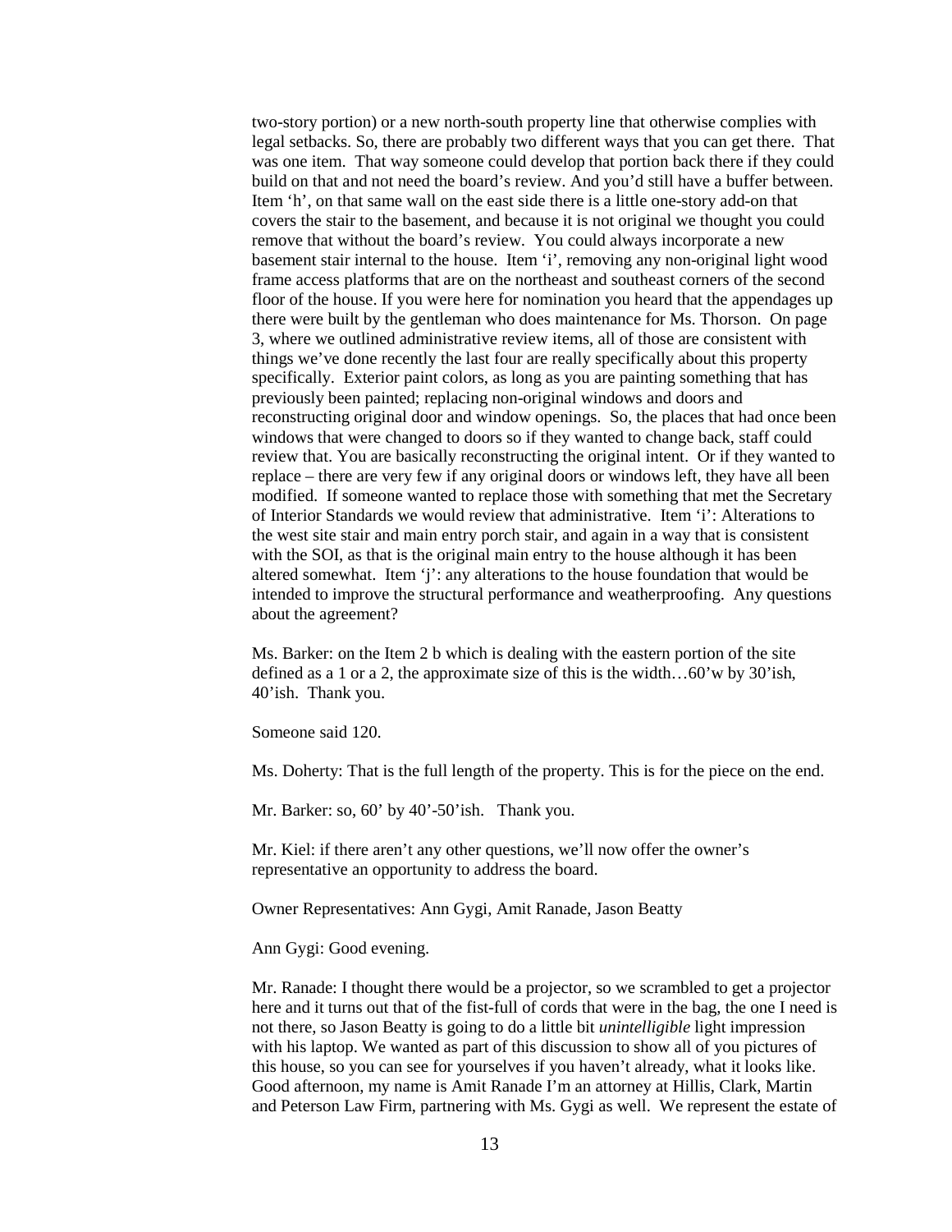two-story portion) or a new north-south property line that otherwise complies with legal setbacks. So, there are probably two different ways that you can get there. That was one item. That way someone could develop that portion back there if they could build on that and not need the board's review. And you'd still have a buffer between. Item 'h', on that same wall on the east side there is a little one-story add-on that covers the stair to the basement, and because it is not original we thought you could remove that without the board's review. You could always incorporate a new basement stair internal to the house. Item 'i', removing any non-original light wood frame access platforms that are on the northeast and southeast corners of the second floor of the house. If you were here for nomination you heard that the appendages up there were built by the gentleman who does maintenance for Ms. Thorson. On page 3, where we outlined administrative review items, all of those are consistent with things we've done recently the last four are really specifically about this property specifically. Exterior paint colors, as long as you are painting something that has previously been painted; replacing non-original windows and doors and reconstructing original door and window openings. So, the places that had once been windows that were changed to doors so if they wanted to change back, staff could review that. You are basically reconstructing the original intent. Or if they wanted to replace – there are very few if any original doors or windows left, they have all been modified. If someone wanted to replace those with something that met the Secretary of Interior Standards we would review that administrative. Item 'i': Alterations to the west site stair and main entry porch stair, and again in a way that is consistent with the SOI, as that is the original main entry to the house although it has been altered somewhat. Item 'j': any alterations to the house foundation that would be intended to improve the structural performance and weatherproofing. Any questions about the agreement?

Ms. Barker: on the Item 2 b which is dealing with the eastern portion of the site defined as a 1 or a 2, the approximate size of this is the width…60'w by 30'ish, 40'ish. Thank you.

Someone said 120.

Ms. Doherty: That is the full length of the property. This is for the piece on the end.

Mr. Barker: so, 60' by 40'-50'ish. Thank you.

Mr. Kiel: if there aren't any other questions, we'll now offer the owner's representative an opportunity to address the board.

Owner Representatives: Ann Gygi, Amit Ranade, Jason Beatty

Ann Gygi: Good evening.

Mr. Ranade: I thought there would be a projector, so we scrambled to get a projector here and it turns out that of the fist-full of cords that were in the bag, the one I need is not there, so Jason Beatty is going to do a little bit *unintelligible* light impression with his laptop. We wanted as part of this discussion to show all of you pictures of this house, so you can see for yourselves if you haven't already, what it looks like. Good afternoon, my name is Amit Ranade I'm an attorney at Hillis, Clark, Martin and Peterson Law Firm, partnering with Ms. Gygi as well. We represent the estate of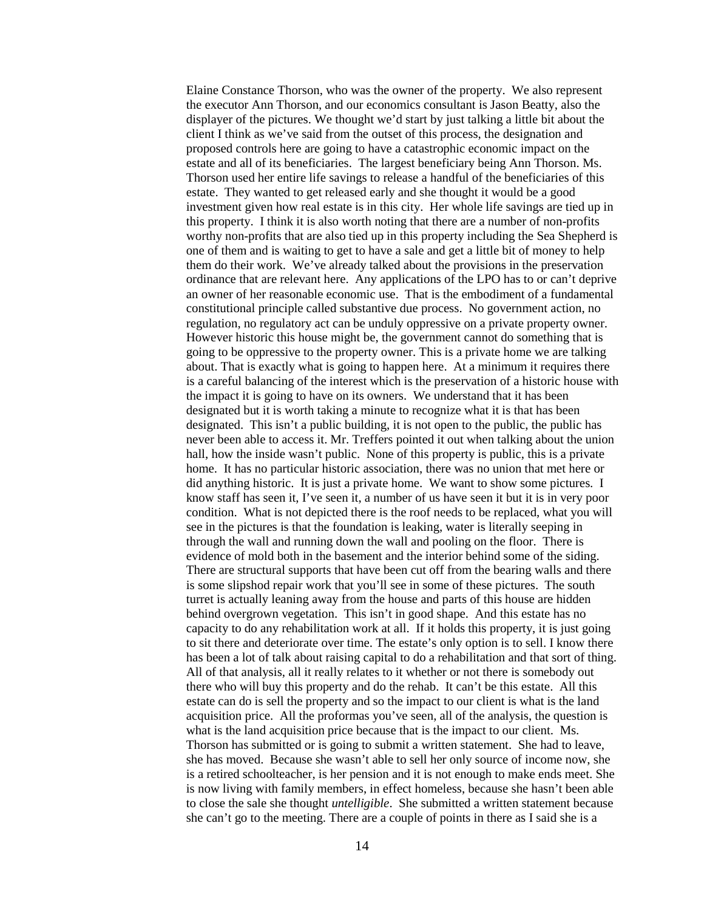Elaine Constance Thorson, who was the owner of the property. We also represent the executor Ann Thorson, and our economics consultant is Jason Beatty, also the displayer of the pictures. We thought we'd start by just talking a little bit about the client I think as we've said from the outset of this process, the designation and proposed controls here are going to have a catastrophic economic impact on the estate and all of its beneficiaries. The largest beneficiary being Ann Thorson. Ms. Thorson used her entire life savings to release a handful of the beneficiaries of this estate. They wanted to get released early and she thought it would be a good investment given how real estate is in this city. Her whole life savings are tied up in this property. I think it is also worth noting that there are a number of non-profits worthy non-profits that are also tied up in this property including the Sea Shepherd is one of them and is waiting to get to have a sale and get a little bit of money to help them do their work. We've already talked about the provisions in the preservation ordinance that are relevant here. Any applications of the LPO has to or can't deprive an owner of her reasonable economic use. That is the embodiment of a fundamental constitutional principle called substantive due process. No government action, no regulation, no regulatory act can be unduly oppressive on a private property owner. However historic this house might be, the government cannot do something that is going to be oppressive to the property owner. This is a private home we are talking about. That is exactly what is going to happen here. At a minimum it requires there is a careful balancing of the interest which is the preservation of a historic house with the impact it is going to have on its owners. We understand that it has been designated but it is worth taking a minute to recognize what it is that has been designated. This isn't a public building, it is not open to the public, the public has never been able to access it. Mr. Treffers pointed it out when talking about the union hall, how the inside wasn't public. None of this property is public, this is a private home. It has no particular historic association, there was no union that met here or did anything historic. It is just a private home. We want to show some pictures. I know staff has seen it, I've seen it, a number of us have seen it but it is in very poor condition. What is not depicted there is the roof needs to be replaced, what you will see in the pictures is that the foundation is leaking, water is literally seeping in through the wall and running down the wall and pooling on the floor. There is evidence of mold both in the basement and the interior behind some of the siding. There are structural supports that have been cut off from the bearing walls and there is some slipshod repair work that you'll see in some of these pictures. The south turret is actually leaning away from the house and parts of this house are hidden behind overgrown vegetation. This isn't in good shape. And this estate has no capacity to do any rehabilitation work at all. If it holds this property, it is just going to sit there and deteriorate over time. The estate's only option is to sell. I know there has been a lot of talk about raising capital to do a rehabilitation and that sort of thing. All of that analysis, all it really relates to it whether or not there is somebody out there who will buy this property and do the rehab. It can't be this estate. All this estate can do is sell the property and so the impact to our client is what is the land acquisition price. All the proformas you've seen, all of the analysis, the question is what is the land acquisition price because that is the impact to our client. Ms. Thorson has submitted or is going to submit a written statement. She had to leave, she has moved. Because she wasn't able to sell her only source of income now, she is a retired schoolteacher, is her pension and it is not enough to make ends meet. She is now living with family members, in effect homeless, because she hasn't been able to close the sale she thought *untelligible*. She submitted a written statement because she can't go to the meeting. There are a couple of points in there as I said she is a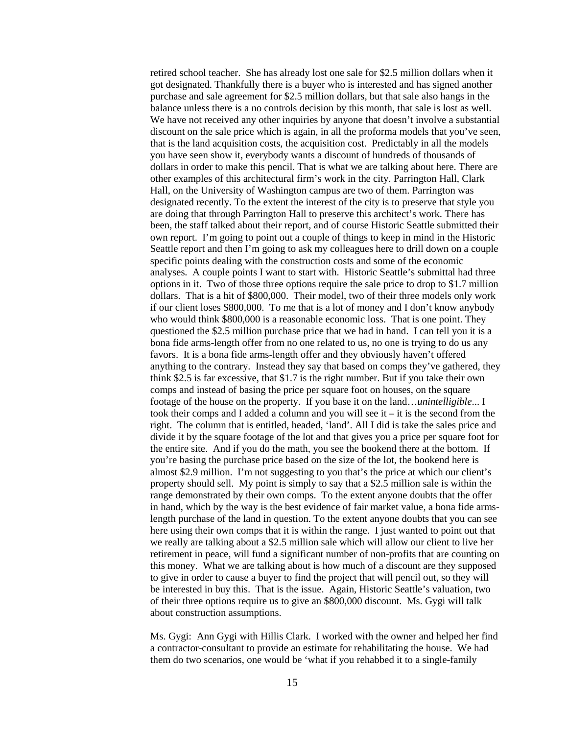retired school teacher. She has already lost one sale for $2.5 million dollars when it got designated. Thankfully there is a buyer who is interested and has signed another purchase and sale agreement for $2.5 million dollars, but that sale also hangs in the balance unless there is a no controls decision by this month, that sale is lost as well. We have not received any other inquiries by anyone that doesn't involve a substantial discount on the sale price which is again, in all the proforma models that you've seen, that is the land acquisition costs, the acquisition cost. Predictably in all the models you have seen show it, everybody wants a discount of hundreds of thousands of dollars in order to make this pencil. That is what we are talking about here. There are other examples of this architectural firm's work in the city. Parrington Hall, Clark Hall, on the University of Washington campus are two of them. Parrington was designated recently. To the extent the interest of the city is to preserve that style you are doing that through Parrington Hall to preserve this architect's work. There has been, the staff talked about their report, and of course Historic Seattle submitted their own report. I'm going to point out a couple of things to keep in mind in the Historic Seattle report and then I'm going to ask my colleagues here to drill down on a couple specific points dealing with the construction costs and some of the economic analyses. A couple points I want to start with. Historic Seattle's submittal had three options in it. Two of those three options require the sale price to drop to $1.7 million dollars. That is a hit of $800,000. Their model, two of their three models only work if our client loses $800,000. To me that is a lot of money and I don't know anybody who would think $800,000 is a reasonable economic loss. That is one point. They questioned the $2.5 million purchase price that we had in hand. I can tell you it is a bona fide arms-length offer from no one related to us, no one is trying to do us any favors. It is a bona fide arms-length offer and they obviously haven't offered anything to the contrary. Instead they say that based on comps they've gathered, they think $2.5 is far excessive, that $1.7 is the right number. But if you take their own comps and instead of basing the price per square foot on houses, on the square footage of the house on the property. If you base it on the land…*unintelligible*... I took their comps and I added a column and you will see it – it is the second from the right. The column that is entitled, headed, 'land'. All I did is take the sales price and divide it by the square footage of the lot and that gives you a price per square foot for the entire site. And if you do the math, you see the bookend there at the bottom. If you're basing the purchase price based on the size of the lot, the bookend here is almost $2.9 million. I'm not suggesting to you that's the price at which our client's property should sell. My point is simply to say that a $2.5 million sale is within the range demonstrated by their own comps. To the extent anyone doubts that the offer in hand, which by the way is the best evidence of fair market value, a bona fide arms-length purchase of the land in question. To the extent anyone doubts that you can see here using their own comps that it is within the range. I just wanted to point out that we really are talking about a $2.5 million sale which will allow our client to live her retirement in peace, will fund a significant number of non-profits that are counting on this money. What we are talking about is how much of a discount are they supposed to give in order to cause a buyer to find the project that will pencil out, so they will be interested in buy this. That is the issue. Again, Historic Seattle's valuation, two of their three options require us to give an $800,000 discount. Ms. Gygi will talk about construction assumptions.

Ms. Gygi: Ann Gygi with Hillis Clark. I worked with the owner and helped her find a contractor-consultant to provide an estimate for rehabilitating the house. We had them do two scenarios, one would be 'what if you rehabbed it to a single-family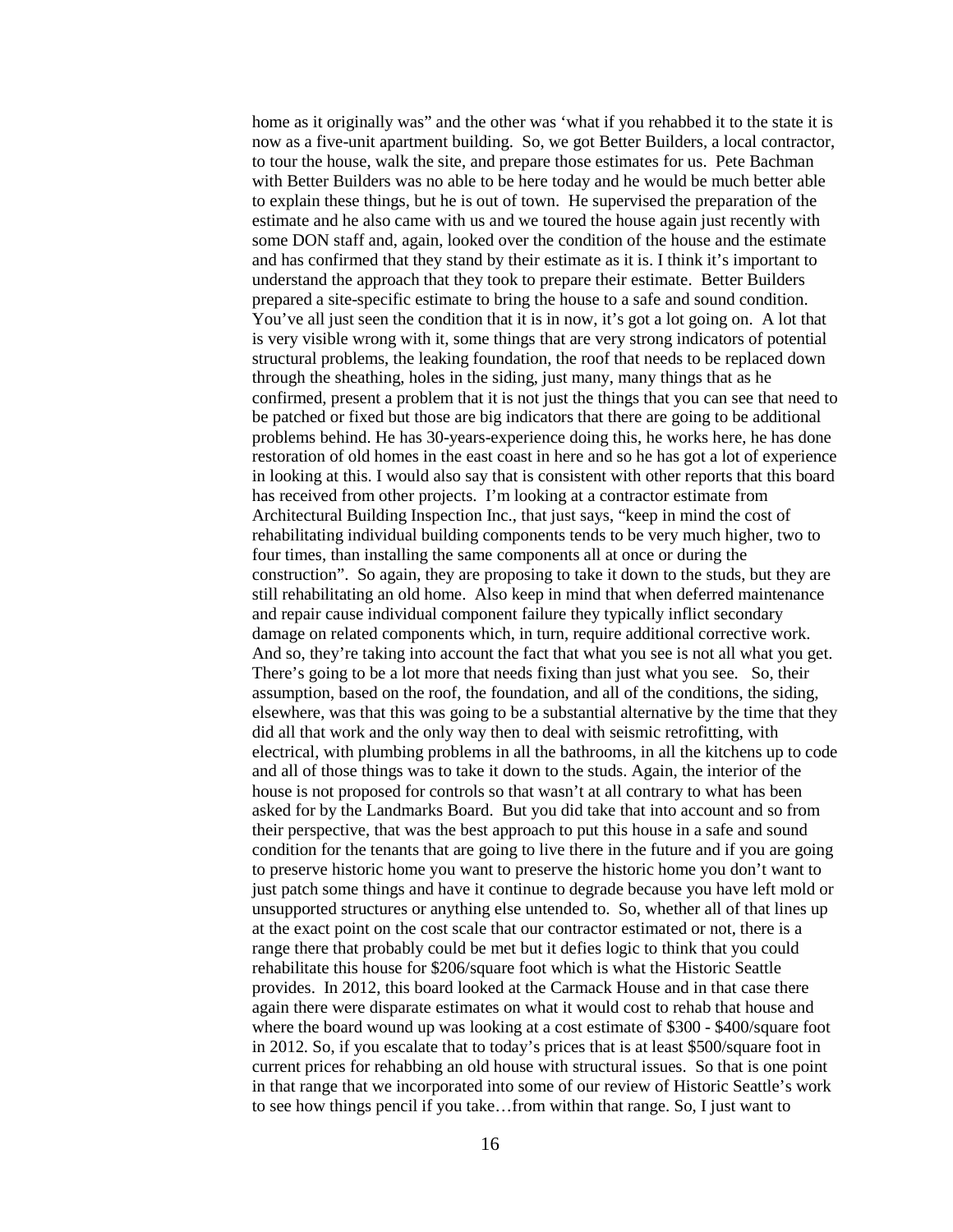home as it originally was" and the other was 'what if you rehabbed it to the state it is now as a five-unit apartment building. So, we got Better Builders, a local contractor, to tour the house, walk the site, and prepare those estimates for us. Pete Bachman with Better Builders was no able to be here today and he would be much better able to explain these things, but he is out of town. He supervised the preparation of the estimate and he also came with us and we toured the house again just recently with some DON staff and, again, looked over the condition of the house and the estimate and has confirmed that they stand by their estimate as it is. I think it's important to understand the approach that they took to prepare their estimate. Better Builders prepared a site-specific estimate to bring the house to a safe and sound condition. You've all just seen the condition that it is in now, it's got a lot going on. A lot that is very visible wrong with it, some things that are very strong indicators of potential structural problems, the leaking foundation, the roof that needs to be replaced down through the sheathing, holes in the siding, just many, many things that as he confirmed, present a problem that it is not just the things that you can see that need to be patched or fixed but those are big indicators that there are going to be additional problems behind. He has 30-years-experience doing this, he works here, he has done restoration of old homes in the east coast in here and so he has got a lot of experience in looking at this. I would also say that is consistent with other reports that this board has received from other projects. I'm looking at a contractor estimate from Architectural Building Inspection Inc., that just says, "keep in mind the cost of rehabilitating individual building components tends to be very much higher, two to four times, than installing the same components all at once or during the construction". So again, they are proposing to take it down to the studs, but they are still rehabilitating an old home. Also keep in mind that when deferred maintenance and repair cause individual component failure they typically inflict secondary damage on related components which, in turn, require additional corrective work. And so, they're taking into account the fact that what you see is not all what you get. There's going to be a lot more that needs fixing than just what you see. So, their assumption, based on the roof, the foundation, and all of the conditions, the siding, elsewhere, was that this was going to be a substantial alternative by the time that they did all that work and the only way then to deal with seismic retrofitting, with electrical, with plumbing problems in all the bathrooms, in all the kitchens up to code and all of those things was to take it down to the studs. Again, the interior of the house is not proposed for controls so that wasn't at all contrary to what has been asked for by the Landmarks Board. But you did take that into account and so from their perspective, that was the best approach to put this house in a safe and sound condition for the tenants that are going to live there in the future and if you are going to preserve historic home you want to preserve the historic home you don't want to just patch some things and have it continue to degrade because you have left mold or unsupported structures or anything else untended to. So, whether all of that lines up at the exact point on the cost scale that our contractor estimated or not, there is a range there that probably could be met but it defies logic to think that you could rehabilitate this house for $206/square foot which is what the Historic Seattle provides. In 2012, this board looked at the Carmack House and in that case there again there were disparate estimates on what it would cost to rehab that house and where the board wound up was looking at a cost estimate of $300 - $400/square foot in 2012. So, if you escalate that to today's prices that is at least $500/square foot in current prices for rehabbing an old house with structural issues. So that is one point in that range that we incorporated into some of our review of Historic Seattle's work to see how things pencil if you take…from within that range. So, I just want to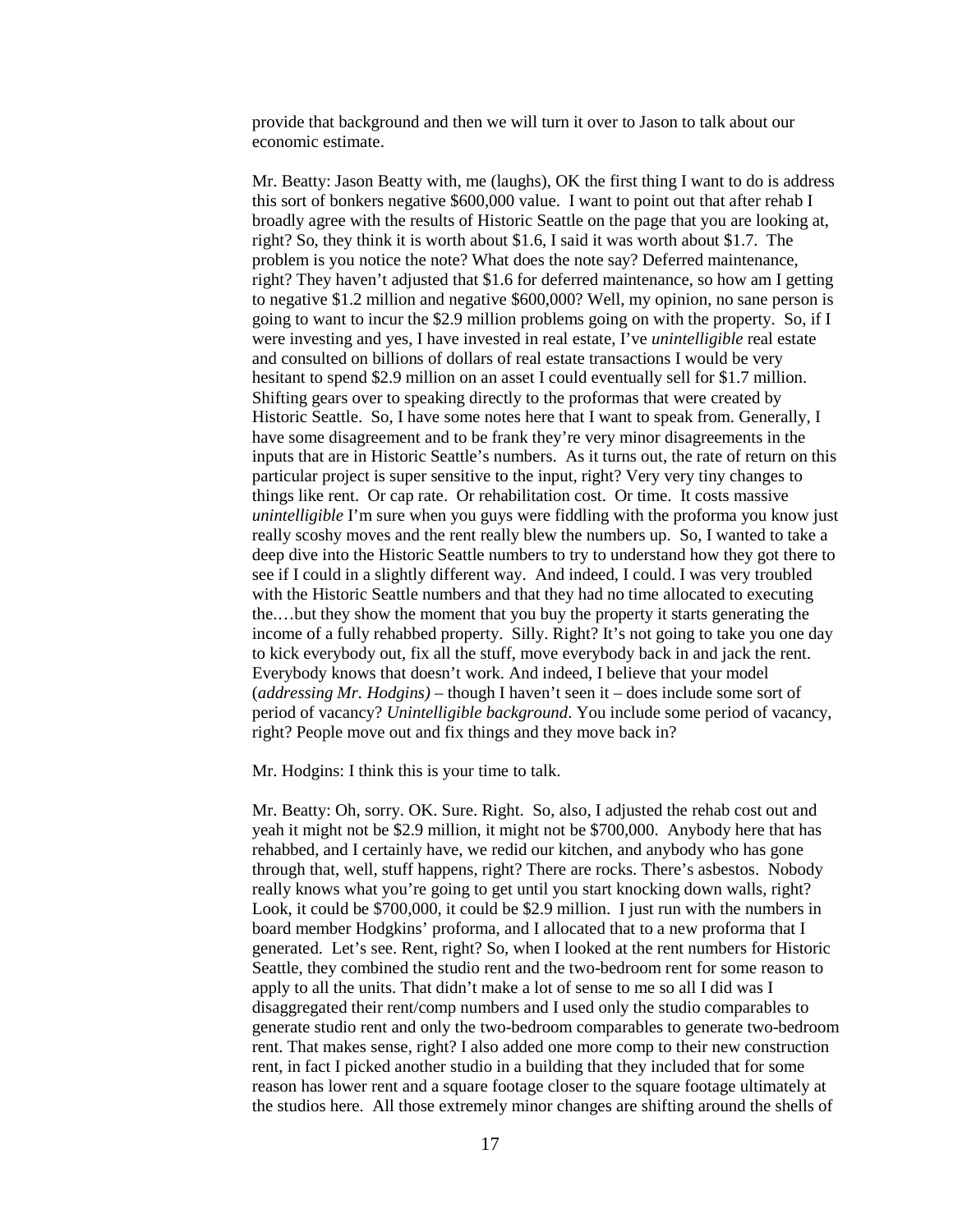provide that background and then we will turn it over to Jason to talk about our economic estimate.

Mr. Beatty: Jason Beatty with, me (laughs), OK the first thing I want to do is address this sort of bonkers negative $600,000 value. I want to point out that after rehab I broadly agree with the results of Historic Seattle on the page that you are looking at, right? So, they think it is worth about $1.6, I said it was worth about $1.7. The problem is you notice the note? What does the note say? Deferred maintenance, right? They haven't adjusted that $1.6 for deferred maintenance, so how am I getting to negative $1.2 million and negative $600,000? Well, my opinion, no sane person is going to want to incur the $2.9 million problems going on with the property. So, if I were investing and yes, I have invested in real estate, I've *unintelligible* real estate and consulted on billions of dollars of real estate transactions I would be very hesitant to spend $2.9 million on an asset I could eventually sell for $1.7 million. Shifting gears over to speaking directly to the proformas that were created by Historic Seattle. So, I have some notes here that I want to speak from. Generally, I have some disagreement and to be frank they're very minor disagreements in the inputs that are in Historic Seattle's numbers. As it turns out, the rate of return on this particular project is super sensitive to the input, right? Very very tiny changes to things like rent. Or cap rate. Or rehabilitation cost. Or time. It costs massive *unintelligible* I'm sure when you guys were fiddling with the proforma you know just really scoshy moves and the rent really blew the numbers up. So, I wanted to take a deep dive into the Historic Seattle numbers to try to understand how they got there to see if I could in a slightly different way. And indeed, I could. I was very troubled with the Historic Seattle numbers and that they had no time allocated to executing the.…but they show the moment that you buy the property it starts generating the income of a fully rehabbed property. Silly. Right? It's not going to take you one day to kick everybody out, fix all the stuff, move everybody back in and jack the rent. Everybody knows that doesn't work. And indeed, I believe that your model (*addressing Mr. Hodgins)* – though I haven't seen it – does include some sort of period of vacancy? *Unintelligible background*. You include some period of vacancy, right? People move out and fix things and they move back in?

Mr. Hodgins: I think this is your time to talk.

Mr. Beatty: Oh, sorry. OK. Sure. Right. So, also, I adjusted the rehab cost out and yeah it might not be $2.9 million, it might not be $700,000. Anybody here that has rehabbed, and I certainly have, we redid our kitchen, and anybody who has gone through that, well, stuff happens, right? There are rocks. There's asbestos. Nobody really knows what you're going to get until you start knocking down walls, right? Look, it could be $700,000, it could be $2.9 million. I just run with the numbers in board member Hodgkins' proforma, and I allocated that to a new proforma that I generated. Let's see. Rent, right? So, when I looked at the rent numbers for Historic Seattle, they combined the studio rent and the two-bedroom rent for some reason to apply to all the units. That didn't make a lot of sense to me so all I did was I disaggregated their rent/comp numbers and I used only the studio comparables to generate studio rent and only the two-bedroom comparables to generate two-bedroom rent. That makes sense, right? I also added one more comp to their new construction rent, in fact I picked another studio in a building that they included that for some reason has lower rent and a square footage closer to the square footage ultimately at the studios here. All those extremely minor changes are shifting around the shells of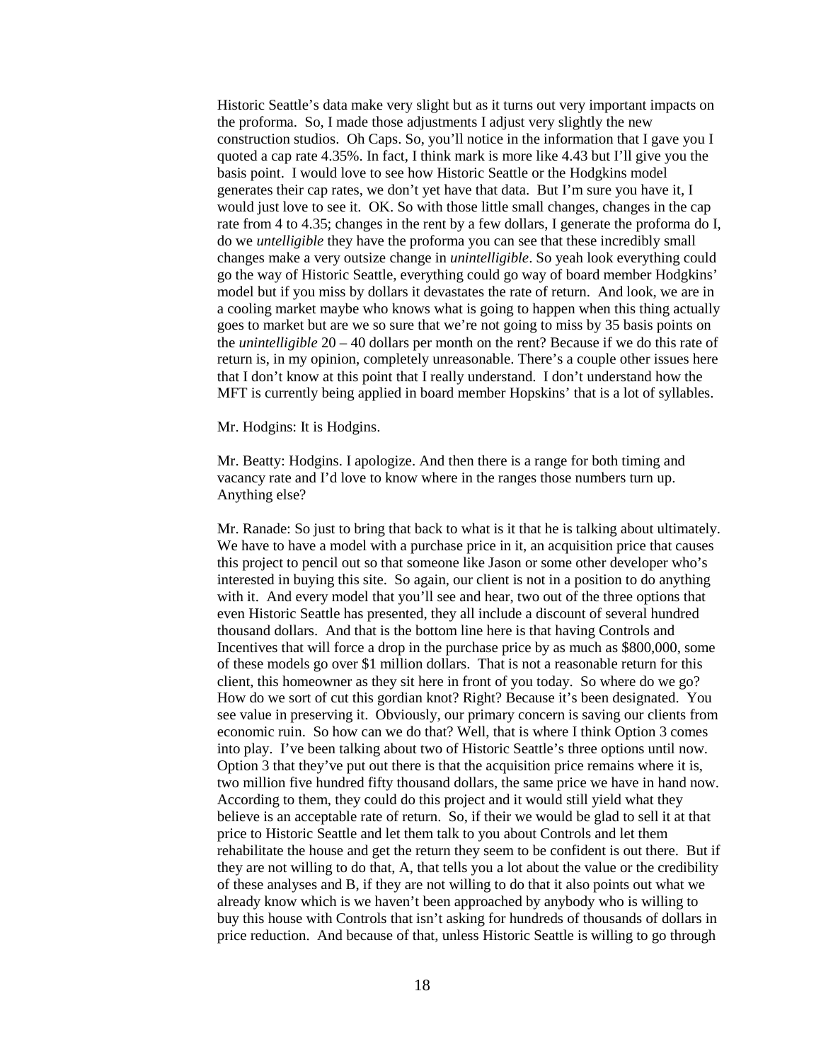Historic Seattle's data make very slight but as it turns out very important impacts on the proforma. So, I made those adjustments I adjust very slightly the new construction studios. Oh Caps. So, you'll notice in the information that I gave you I quoted a cap rate 4.35%. In fact, I think mark is more like 4.43 but I'll give you the basis point. I would love to see how Historic Seattle or the Hodgkins model generates their cap rates, we don't yet have that data. But I'm sure you have it, I would just love to see it. OK. So with those little small changes, changes in the cap rate from 4 to 4.35; changes in the rent by a few dollars, I generate the proforma do I, do we *untelligible* they have the proforma you can see that these incredibly small changes make a very outsize change in *unintelligible*. So yeah look everything could go the way of Historic Seattle, everything could go way of board member Hodgkins' model but if you miss by dollars it devastates the rate of return. And look, we are in a cooling market maybe who knows what is going to happen when this thing actually goes to market but are we so sure that we're not going to miss by 35 basis points on the *unintelligible* 20 – 40 dollars per month on the rent? Because if we do this rate of return is, in my opinion, completely unreasonable. There's a couple other issues here that I don't know at this point that I really understand. I don't understand how the MFT is currently being applied in board member Hopskins' that is a lot of syllables.

Mr. Hodgins: It is Hodgins.

Mr. Beatty: Hodgins. I apologize. And then there is a range for both timing and vacancy rate and I'd love to know where in the ranges those numbers turn up. Anything else?

Mr. Ranade: So just to bring that back to what is it that he is talking about ultimately. We have to have a model with a purchase price in it, an acquisition price that causes this project to pencil out so that someone like Jason or some other developer who's interested in buying this site. So again, our client is not in a position to do anything with it. And every model that you'll see and hear, two out of the three options that even Historic Seattle has presented, they all include a discount of several hundred thousand dollars. And that is the bottom line here is that having Controls and Incentives that will force a drop in the purchase price by as much as $800,000, some of these models go over $1 million dollars. That is not a reasonable return for this client, this homeowner as they sit here in front of you today. So where do we go? How do we sort of cut this gordian knot? Right? Because it's been designated. You see value in preserving it. Obviously, our primary concern is saving our clients from economic ruin. So how can we do that? Well, that is where I think Option 3 comes into play. I've been talking about two of Historic Seattle's three options until now. Option 3 that they've put out there is that the acquisition price remains where it is, two million five hundred fifty thousand dollars, the same price we have in hand now. According to them, they could do this project and it would still yield what they believe is an acceptable rate of return. So, if their we would be glad to sell it at that price to Historic Seattle and let them talk to you about Controls and let them rehabilitate the house and get the return they seem to be confident is out there. But if they are not willing to do that, A, that tells you a lot about the value or the credibility of these analyses and B, if they are not willing to do that it also points out what we already know which is we haven't been approached by anybody who is willing to buy this house with Controls that isn't asking for hundreds of thousands of dollars in price reduction. And because of that, unless Historic Seattle is willing to go through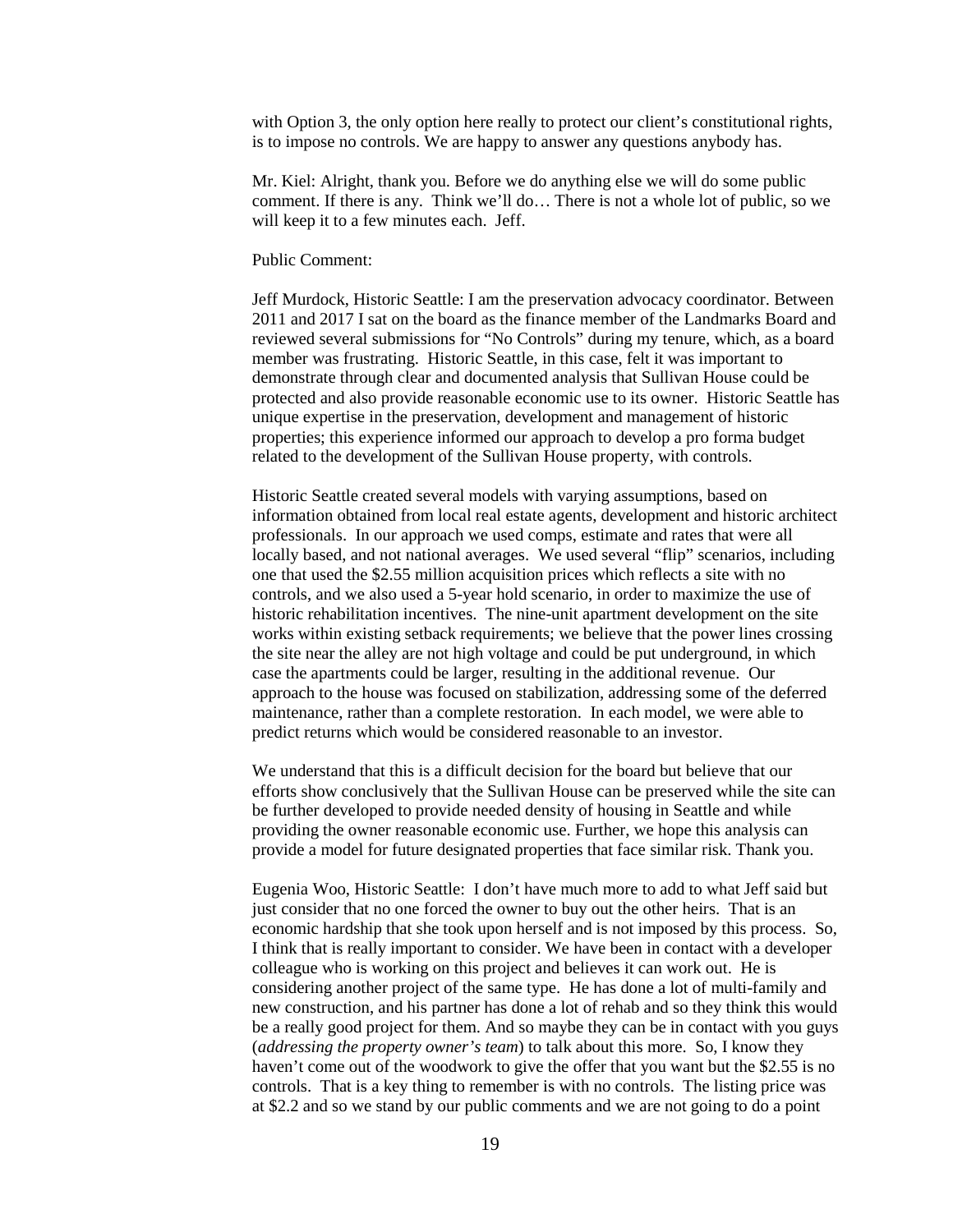with Option 3, the only option here really to protect our client's constitutional rights, is to impose no controls. We are happy to answer any questions anybody has.

Mr. Kiel: Alright, thank you. Before we do anything else we will do some public comment. If there is any. Think we'll do… There is not a whole lot of public, so we will keep it to a few minutes each. Jeff.

Public Comment:

Jeff Murdock, Historic Seattle: I am the preservation advocacy coordinator. Between 2011 and 2017 I sat on the board as the finance member of the Landmarks Board and reviewed several submissions for "No Controls" during my tenure, which, as a board member was frustrating. Historic Seattle, in this case, felt it was important to demonstrate through clear and documented analysis that Sullivan House could be protected and also provide reasonable economic use to its owner. Historic Seattle has unique expertise in the preservation, development and management of historic properties; this experience informed our approach to develop a pro forma budget related to the development of the Sullivan House property, with controls.

Historic Seattle created several models with varying assumptions, based on information obtained from local real estate agents, development and historic architect professionals. In our approach we used comps, estimate and rates that were all locally based, and not national averages. We used several "flip" scenarios, including one that used the $2.55 million acquisition prices which reflects a site with no controls, and we also used a 5-year hold scenario, in order to maximize the use of historic rehabilitation incentives. The nine-unit apartment development on the site works within existing setback requirements; we believe that the power lines crossing the site near the alley are not high voltage and could be put underground, in which case the apartments could be larger, resulting in the additional revenue. Our approach to the house was focused on stabilization, addressing some of the deferred maintenance, rather than a complete restoration. In each model, we were able to predict returns which would be considered reasonable to an investor.

We understand that this is a difficult decision for the board but believe that our efforts show conclusively that the Sullivan House can be preserved while the site can be further developed to provide needed density of housing in Seattle and while providing the owner reasonable economic use. Further, we hope this analysis can provide a model for future designated properties that face similar risk. Thank you.

Eugenia Woo, Historic Seattle: I don't have much more to add to what Jeff said but just consider that no one forced the owner to buy out the other heirs. That is an economic hardship that she took upon herself and is not imposed by this process. So, I think that is really important to consider. We have been in contact with a developer colleague who is working on this project and believes it can work out. He is considering another project of the same type. He has done a lot of multi-family and new construction, and his partner has done a lot of rehab and so they think this would be a really good project for them. And so maybe they can be in contact with you guys (*addressing the property owner's team*) to talk about this more. So, I know they haven't come out of the woodwork to give the offer that you want but the $2.55 is no controls. That is a key thing to remember is with no controls. The listing price was at $2.2 and so we stand by our public comments and we are not going to do a point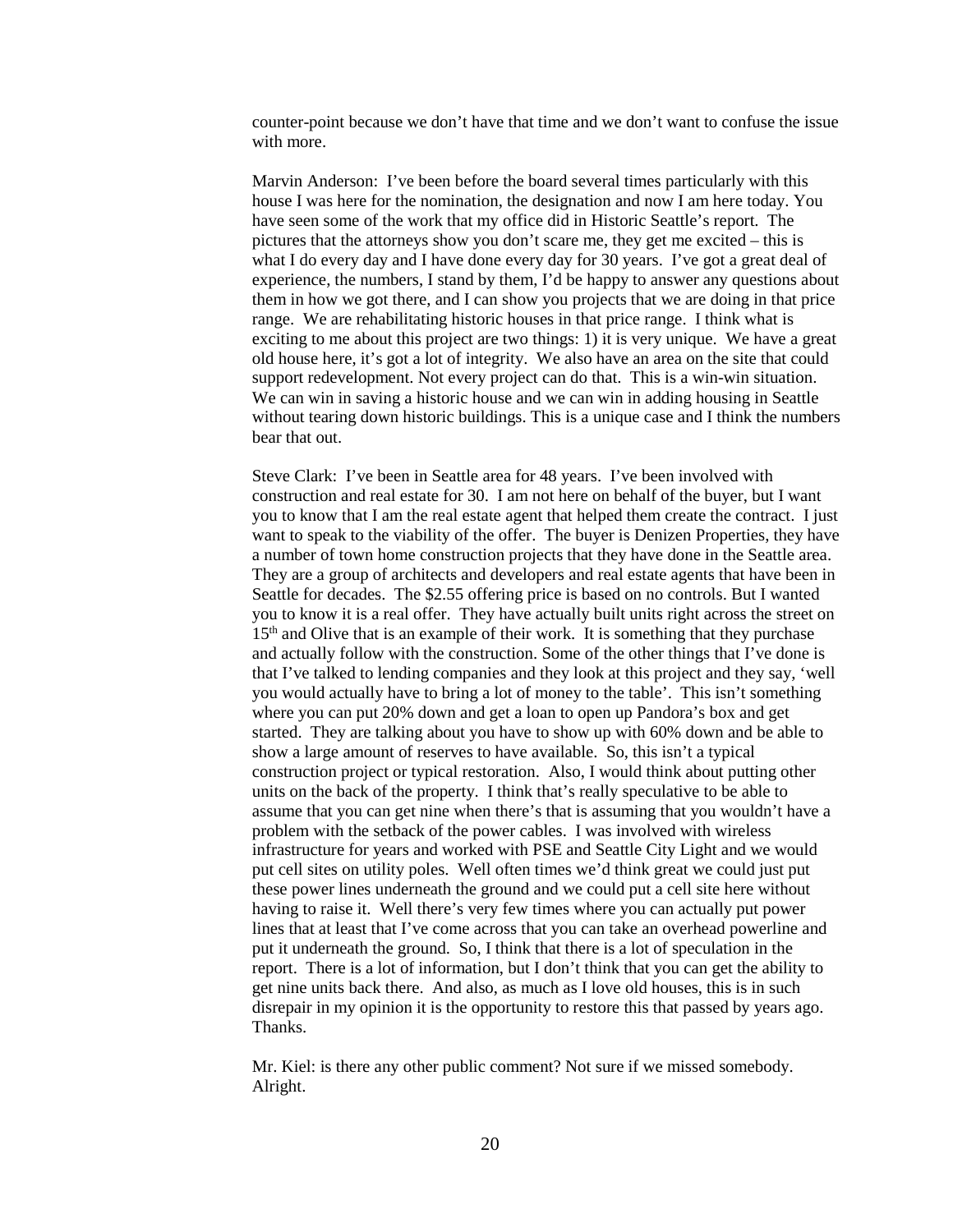counter-point because we don't have that time and we don't want to confuse the issue with more.

Marvin Anderson: I've been before the board several times particularly with this house I was here for the nomination, the designation and now I am here today. You have seen some of the work that my office did in Historic Seattle's report. The pictures that the attorneys show you don't scare me, they get me excited – this is what I do every day and I have done every day for 30 years. I've got a great deal of experience, the numbers, I stand by them, I'd be happy to answer any questions about them in how we got there, and I can show you projects that we are doing in that price range. We are rehabilitating historic houses in that price range. I think what is exciting to me about this project are two things: 1) it is very unique. We have a great old house here, it's got a lot of integrity. We also have an area on the site that could support redevelopment. Not every project can do that. This is a win-win situation. We can win in saving a historic house and we can win in adding housing in Seattle without tearing down historic buildings. This is a unique case and I think the numbers bear that out.

Steve Clark: I've been in Seattle area for 48 years. I've been involved with construction and real estate for 30. I am not here on behalf of the buyer, but I want you to know that I am the real estate agent that helped them create the contract. I just want to speak to the viability of the offer. The buyer is Denizen Properties, they have a number of town home construction projects that they have done in the Seattle area. They are a group of architects and developers and real estate agents that have been in Seattle for decades. The $2.55 offering price is based on no controls. But I wanted you to know it is a real offer. They have actually built units right across the street on 15th and Olive that is an example of their work. It is something that they purchase and actually follow with the construction. Some of the other things that I've done is that I've talked to lending companies and they look at this project and they say, 'well you would actually have to bring a lot of money to the table'. This isn't something where you can put 20% down and get a loan to open up Pandora's box and get started. They are talking about you have to show up with 60% down and be able to show a large amount of reserves to have available. So, this isn't a typical construction project or typical restoration. Also, I would think about putting other units on the back of the property. I think that's really speculative to be able to assume that you can get nine when there's that is assuming that you wouldn't have a problem with the setback of the power cables. I was involved with wireless infrastructure for years and worked with PSE and Seattle City Light and we would put cell sites on utility poles. Well often times we'd think great we could just put these power lines underneath the ground and we could put a cell site here without having to raise it. Well there's very few times where you can actually put power lines that at least that I've come across that you can take an overhead powerline and put it underneath the ground. So, I think that there is a lot of speculation in the report. There is a lot of information, but I don't think that you can get the ability to get nine units back there. And also, as much as I love old houses, this is in such disrepair in my opinion it is the opportunity to restore this that passed by years ago. Thanks.

Mr. Kiel: is there any other public comment? Not sure if we missed somebody. Alright.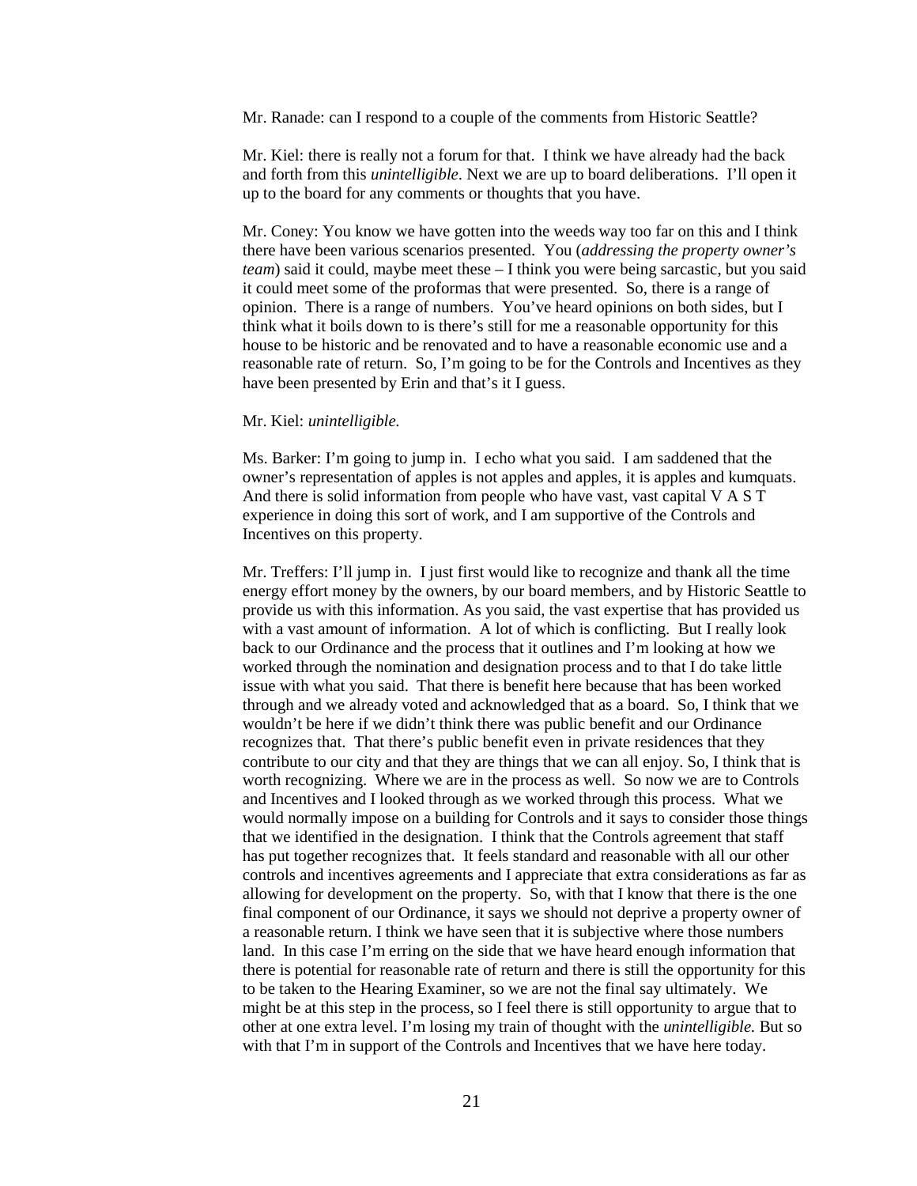Mr. Ranade: can I respond to a couple of the comments from Historic Seattle?

Mr. Kiel: there is really not a forum for that. I think we have already had the back and forth from this *unintelligible*. Next we are up to board deliberations. I'll open it up to the board for any comments or thoughts that you have.

Mr. Coney: You know we have gotten into the weeds way too far on this and I think there have been various scenarios presented. You (*addressing the property owner's team*) said it could, maybe meet these – I think you were being sarcastic, but you said it could meet some of the proformas that were presented. So, there is a range of opinion. There is a range of numbers. You've heard opinions on both sides, but I think what it boils down to is there's still for me a reasonable opportunity for this house to be historic and be renovated and to have a reasonable economic use and a reasonable rate of return. So, I'm going to be for the Controls and Incentives as they have been presented by Erin and that's it I guess.

Mr. Kiel: *unintelligible.*

Ms. Barker: I'm going to jump in. I echo what you said. I am saddened that the owner's representation of apples is not apples and apples, it is apples and kumquats. And there is solid information from people who have vast, vast capital V A S T experience in doing this sort of work, and I am supportive of the Controls and Incentives on this property.

Mr. Treffers: I'll jump in. I just first would like to recognize and thank all the time energy effort money by the owners, by our board members, and by Historic Seattle to provide us with this information. As you said, the vast expertise that has provided us with a vast amount of information. A lot of which is conflicting. But I really look back to our Ordinance and the process that it outlines and I'm looking at how we worked through the nomination and designation process and to that I do take little issue with what you said. That there is benefit here because that has been worked through and we already voted and acknowledged that as a board. So, I think that we wouldn't be here if we didn't think there was public benefit and our Ordinance recognizes that. That there's public benefit even in private residences that they contribute to our city and that they are things that we can all enjoy. So, I think that is worth recognizing. Where we are in the process as well. So now we are to Controls and Incentives and I looked through as we worked through this process. What we would normally impose on a building for Controls and it says to consider those things that we identified in the designation. I think that the Controls agreement that staff has put together recognizes that. It feels standard and reasonable with all our other controls and incentives agreements and I appreciate that extra considerations as far as allowing for development on the property. So, with that I know that there is the one final component of our Ordinance, it says we should not deprive a property owner of a reasonable return. I think we have seen that it is subjective where those numbers land. In this case I'm erring on the side that we have heard enough information that there is potential for reasonable rate of return and there is still the opportunity for this to be taken to the Hearing Examiner, so we are not the final say ultimately. We might be at this step in the process, so I feel there is still opportunity to argue that to other at one extra level. I'm losing my train of thought with the *unintelligible.* But so with that I'm in support of the Controls and Incentives that we have here today.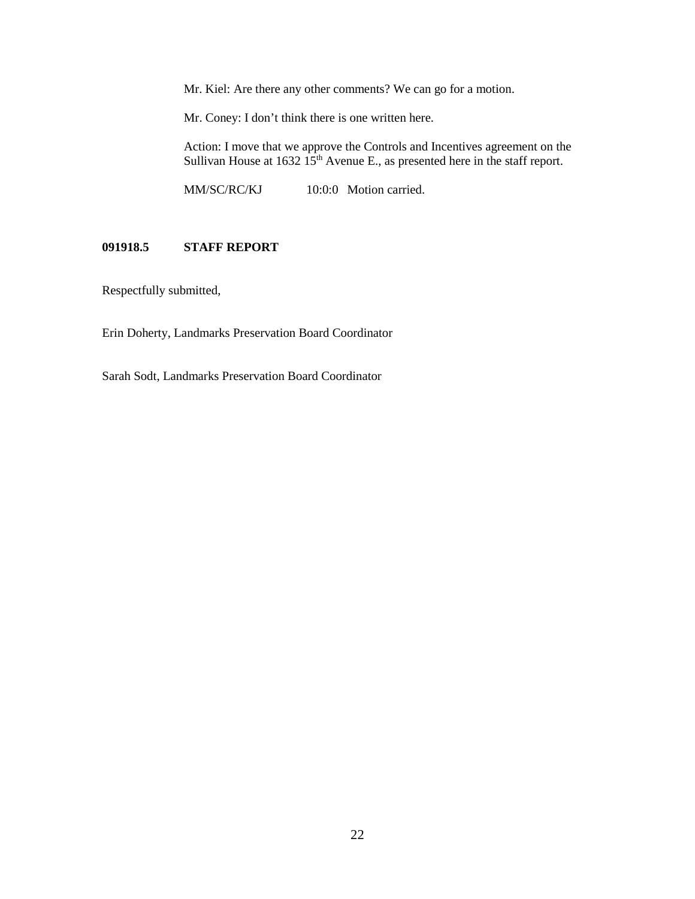Mr. Kiel: Are there any other comments? We can go for a motion.

Mr. Coney: I don't think there is one written here.

Action: I move that we approve the Controls and Incentives agreement on the Sullivan House at 1632 15th Avenue E., as presented here in the staff report.

MM/SC/RC/KJ 10:0:0 Motion carried.

## 091918.5 STAFF REPORT

Respectfully submitted,

Erin Doherty, Landmarks Preservation Board Coordinator

Sarah Sodt, Landmarks Preservation Board Coordinator